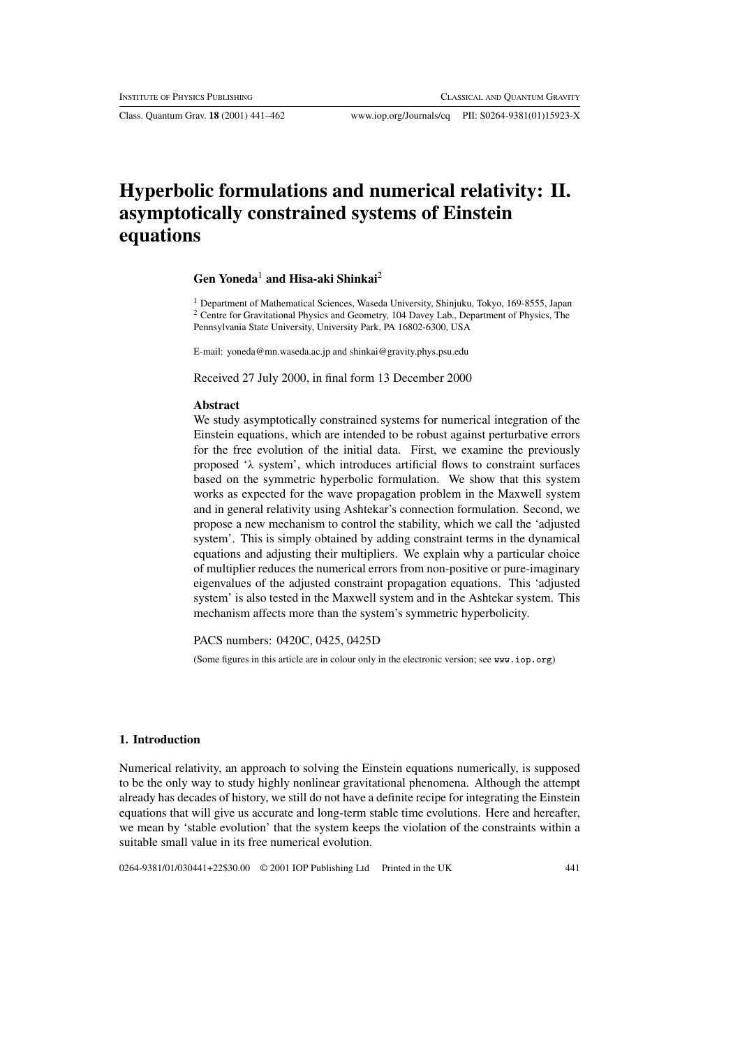# Hyperbolic formulations and numerical relativity: II. asymptotically constrained systems of Einstein equations

**Gen Yoneda**[1] **and Hisa-aki Shinkai**[2]

[1] Department of Mathematical Sciences, Waseda University, Shinjuku, Tokyo, 169-8555, Japan
[2] Centre for Gravitational Physics and Geometry, 104 Davey Lab., Department of Physics, The Pennsylvania State University, University Park, PA 16802-6300, USA

E-mail: yoneda@mn.waseda.ac.jp and shinkai@gravity.phys.psu.edu

Received 27 July 2000, in final form 13 December 2000

### Abstract

We study asymptotically constrained systems for numerical integration of the Einstein equations, which are intended to be robust against perturbative errors for the free evolution of the initial data. First, we examine the previously proposed '$\lambda$ system', which introduces artificial flows to constraint surfaces based on the symmetric hyperbolic formulation. We show that this system works as expected for the wave propagation problem in the Maxwell system and in general relativity using Ashtekar's connection formulation. Second, we propose a new mechanism to control the stability, which we call the 'adjusted system'. This is simply obtained by adding constraint terms in the dynamical equations and adjusting their multipliers. We explain why a particular choice of multiplier reduces the numerical errors from non-positive or pure-imaginary eigenvalues of the adjusted constraint propagation equations. This 'adjusted system' is also tested in the Maxwell system and in the Ashtekar system. This mechanism affects more than the system's symmetric hyperbolicity.

PACS numbers: 0420C, 0425, 0425D

(Some figures in this article are in colour only in the electronic version; see www.iop.org)

## 1. Introduction

Numerical relativity, an approach to solving the Einstein equations numerically, is supposed to be the only way to study highly nonlinear gravitational phenomena. Although the attempt already has decades of history, we still do not have a definite recipe for integrating the Einstein equations that will give us accurate and long-term stable time evolutions. Here and hereafter, we mean by 'stable evolution' that the system keeps the violation of the constraints within a suitable small value in its free numerical evolution.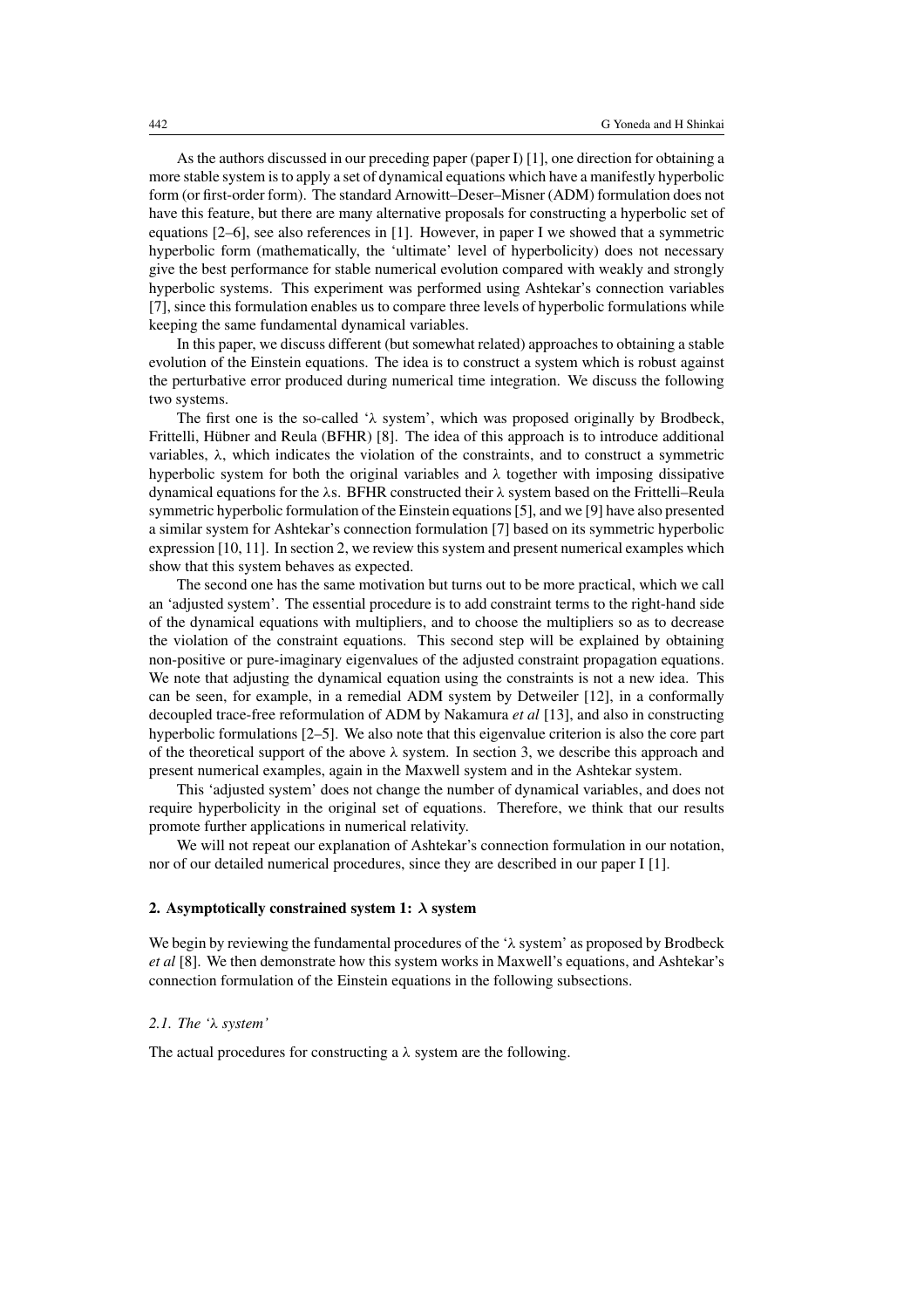As the authors discussed in our preceding paper (paper I) [1], one direction for obtaining a more stable system is to apply a set of dynamical equations which have a manifestly hyperbolic form (or first-order form). The standard Arnowitt–Deser–Misner (ADM) formulation does not have this feature, but there are many alternative proposals for constructing a hyperbolic set of equations [2–6], see also references in [1]. However, in paper I we showed that a symmetric hyperbolic form (mathematically, the 'ultimate' level of hyperbolicity) does not necessary give the best performance for stable numerical evolution compared with weakly and strongly hyperbolic systems. This experiment was performed using Ashtekar's connection variables [7], since this formulation enables us to compare three levels of hyperbolic formulations while keeping the same fundamental dynamical variables.

In this paper, we discuss different (but somewhat related) approaches to obtaining a stable evolution of the Einstein equations. The idea is to construct a system which is robust against the perturbative error produced during numerical time integration. We discuss the following two systems.

The first one is the so-called '$\lambda$ system', which was proposed originally by Brodbeck, Frittelli, Hübner and Reula (BFHR) [8]. The idea of this approach is to introduce additional variables, $\lambda$, which indicates the violation of the constraints, and to construct a symmetric hyperbolic system for both the original variables and $\lambda$ together with imposing dissipative dynamical equations for the $\lambda$s. BFHR constructed their $\lambda$ system based on the Frittelli–Reula symmetric hyperbolic formulation of the Einstein equations [5], and we [9] have also presented a similar system for Ashtekar's connection formulation [7] based on its symmetric hyperbolic expression [10, 11]. In section 2, we review this system and present numerical examples which show that this system behaves as expected.

The second one has the same motivation but turns out to be more practical, which we call an 'adjusted system'. The essential procedure is to add constraint terms to the right-hand side of the dynamical equations with multipliers, and to choose the multipliers so as to decrease the violation of the constraint equations. This second step will be explained by obtaining non-positive or pure-imaginary eigenvalues of the adjusted constraint propagation equations. We note that adjusting the dynamical equation using the constraints is not a new idea. This can be seen, for example, in a remedial ADM system by Detweiler [12], in a conformally decoupled trace-free reformulation of ADM by Nakamura *et al* [13], and also in constructing hyperbolic formulations [2–5]. We also note that this eigenvalue criterion is also the core part of the theoretical support of the above $\lambda$ system. In section 3, we describe this approach and present numerical examples, again in the Maxwell system and in the Ashtekar system.

This 'adjusted system' does not change the number of dynamical variables, and does not require hyperbolicity in the original set of equations. Therefore, we think that our results promote further applications in numerical relativity.

We will not repeat our explanation of Ashtekar's connection formulation in our notation, nor of our detailed numerical procedures, since they are described in our paper I [1].

## 2. Asymptotically constrained system 1: $\lambda$ system

We begin by reviewing the fundamental procedures of the '$\lambda$ system' as proposed by Brodbeck *et al* [8]. We then demonstrate how this system works in Maxwell's equations, and Ashtekar's connection formulation of the Einstein equations in the following subsections.

### *2.1. The '$\lambda$ system'*

The actual procedures for constructing a $\lambda$ system are the following.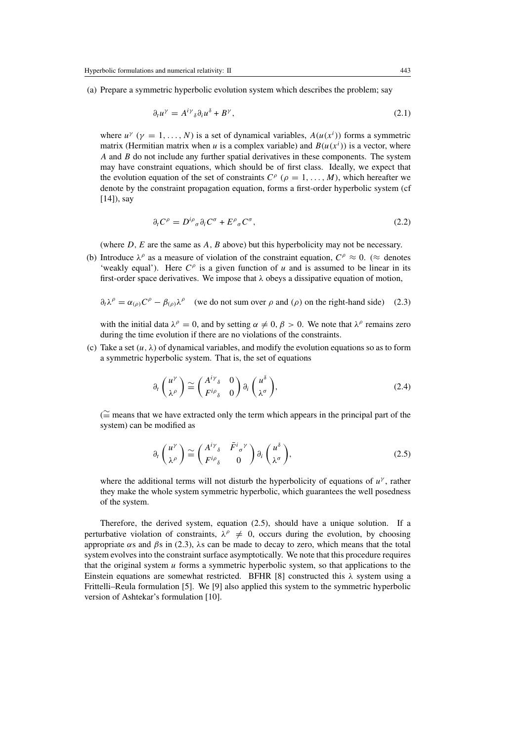(a) Prepare a symmetric hyperbolic evolution system which describes the problem; say

$$\partial_t u^\gamma = A^{i\gamma}{}_\delta \partial_i u^\delta + B^\gamma, \tag{2.1}$$

where $u^\gamma$ ($\gamma = 1, \ldots, N$) is a set of dynamical variables, $A(u(x^i))$ forms a symmetric matrix (Hermitian matrix when $u$ is a complex variable) and $B(u(x^i))$ is a vector, where $A$ and $B$ do not include any further spatial derivatives in these components. The system may have constraint equations, which should be of first class. Ideally, we expect that the evolution equation of the set of constraints $C^\rho$ ($\rho = 1, \ldots, M$), which hereafter we denote by the constraint propagation equation, forms a first-order hyperbolic system (cf [14]), say

$$\partial_t C^\rho = D^{i\rho}{}_\sigma \partial_i C^\sigma + E^\rho{}_\sigma C^\sigma, \tag{2.2}$$

(where $D$, $E$ are the same as $A$, $B$ above) but this hyperbolicity may not be necessary.

(b) Introduce $\lambda^\rho$ as a measure of violation of the constraint equation, $C^\rho \approx 0$. ($\approx$ denotes 'weakly equal'). Here $C^\rho$ is a given function of $u$ and is assumed to be linear in its first-order space derivatives. We impose that $\lambda$ obeys a dissipative equation of motion,

$$\partial_t \lambda^\rho = \alpha_{(\rho)} C^\rho - \beta_{(\rho)} \lambda^\rho \quad \text{(we do not sum over } \rho \text{ and } (\rho) \text{ on the right-hand side)} \tag{2.3}$$

with the initial data $\lambda^\rho = 0$, and by setting $\alpha \neq 0$, $\beta > 0$. We note that $\lambda^\rho$ remains zero during the time evolution if there are no violations of the constraints.

(c) Take a set $(u, \lambda)$ of dynamical variables, and modify the evolution equations so as to form a symmetric hyperbolic system. That is, the set of equations

$$\partial_t \begin{pmatrix} u^\gamma \\ \lambda^\rho \end{pmatrix} \cong \begin{pmatrix} A^{i\gamma}{}_\delta & 0 \\ F^{i\rho}{}_\delta & 0 \end{pmatrix} \partial_i \begin{pmatrix} u^\delta \\ \lambda^\sigma \end{pmatrix}, \tag{2.4}$$

($\cong$ means that we have extracted only the term which appears in the principal part of the system) can be modified as

$$\partial_t \begin{pmatrix} u^\gamma \\ \lambda^\rho \end{pmatrix} \cong \begin{pmatrix} A^{i\gamma}{}_\delta & \bar{F}^i{}_\sigma{}^\gamma \\ F^{i\rho}{}_\delta & 0 \end{pmatrix} \partial_i \begin{pmatrix} u^\delta \\ \lambda^\sigma \end{pmatrix}, \tag{2.5}$$

where the additional terms will not disturb the hyperbolicity of equations of $u^\gamma$, rather they make the whole system symmetric hyperbolic, which guarantees the well posedness of the system.

Therefore, the derived system, equation (2.5), should have a unique solution. If a perturbative violation of constraints, $\lambda^\rho \neq 0$, occurs during the evolution, by choosing appropriate $\alpha$s and $\beta$s in (2.3), $\lambda$s can be made to decay to zero, which means that the total system evolves into the constraint surface asymptotically. We note that this procedure requires that the original system $u$ forms a symmetric hyperbolic system, so that applications to the Einstein equations are somewhat restricted. BFHR [8] constructed this $\lambda$ system using a Frittelli–Reula formulation [5]. We [9] also applied this system to the symmetric hyperbolic version of Ashtekar's formulation [10].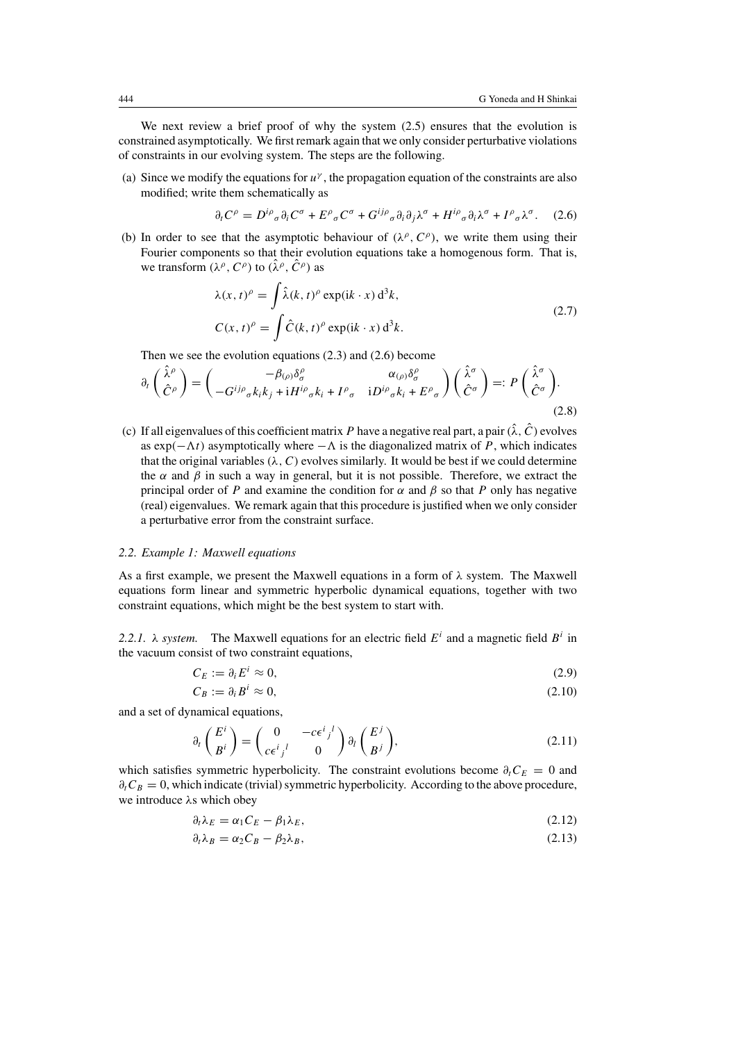We next review a brief proof of why the system (2.5) ensures that the evolution is constrained asymptotically. We first remark again that we only consider perturbative violations of constraints in our evolving system. The steps are the following.

(a) Since we modify the equations for $u^\gamma$, the propagation equation of the constraints are also modified; write them schematically as

$$\partial_t C^\rho = D^{i\rho}{}_\sigma \partial_i C^\sigma + E^\rho{}_\sigma C^\sigma + G^{ij\rho}{}_\sigma \partial_i \partial_j \lambda^\sigma + H^{i\rho}{}_\sigma \partial_i \lambda^\sigma + I^\rho{}_\sigma \lambda^\sigma. \quad (2.6)$$

(b) In order to see that the asymptotic behaviour of $(\lambda^\rho, C^\rho)$, we write them using their Fourier components so that their evolution equations take a homogenous form. That is, we transform $(\lambda^\rho, C^\rho)$ to $(\hat{\lambda}^\rho, \hat{C}^\rho)$ as

$$\begin{aligned} \lambda(x,t)^\rho &= \int \hat{\lambda}(k,t)^\rho \exp(\mathrm{i}k \cdot x)\,\mathrm{d}^3k, \\ C(x,t)^\rho &= \int \hat{C}(k,t)^\rho \exp(\mathrm{i}k \cdot x)\,\mathrm{d}^3k. \end{aligned} \quad (2.7)$$

Then we see the evolution equations (2.3) and (2.6) become

$$\partial_t \begin{pmatrix} \hat{\lambda}^\rho \\ \hat{C}^\rho \end{pmatrix} = \begin{pmatrix} -\beta_{(\rho)}\delta^\rho_\sigma & \alpha_{(\rho)}\delta^\rho_\sigma \\ -G^{ij\rho}{}_\sigma k_i k_j + \mathrm{i}H^{i\rho}{}_\sigma k_i + I^\rho{}_\sigma & \mathrm{i}D^{i\rho}{}_\sigma k_i + E^\rho{}_\sigma \end{pmatrix} \begin{pmatrix} \hat{\lambda}^\sigma \\ \hat{C}^\sigma \end{pmatrix} =: P \begin{pmatrix} \hat{\lambda}^\sigma \\ \hat{C}^\sigma \end{pmatrix}. \quad (2.8)$$

(c) If all eigenvalues of this coefficient matrix $P$ have a negative real part, a pair $(\hat{\lambda}, \hat{C})$ evolves as $\exp(-\Lambda t)$ asymptotically where $-\Lambda$ is the diagonalized matrix of $P$, which indicates that the original variables $(\lambda, C)$ evolves similarly. It would be best if we could determine the $\alpha$ and $\beta$ in such a way in general, but it is not possible. Therefore, we extract the principal order of $P$ and examine the condition for $\alpha$ and $\beta$ so that $P$ only has negative (real) eigenvalues. We remark again that this procedure is justified when we only consider a perturbative error from the constraint surface.

### 2.2. Example 1: Maxwell equations

As a first example, we present the Maxwell equations in a form of $\lambda$ system. The Maxwell equations form linear and symmetric hyperbolic dynamical equations, together with two constraint equations, which might be the best system to start with.

#### 2.2.1. $\lambda$ system.

The Maxwell equations for an electric field $E^i$ and a magnetic field $B^i$ in the vacuum consist of two constraint equations,

$$C_E := \partial_i E^i \approx 0, \quad (2.9)$$

$$C_B := \partial_i B^i \approx 0, \quad (2.10)$$

and a set of dynamical equations,

$$\partial_t \begin{pmatrix} E^i \\ B^i \end{pmatrix} = \begin{pmatrix} 0 & -c\epsilon^i{}_j{}^l \\ c\epsilon^i{}_j{}^l & 0 \end{pmatrix} \partial_l \begin{pmatrix} E^j \\ B^j \end{pmatrix}, \quad (2.11)$$

which satisfies symmetric hyperbolicity. The constraint evolutions become $\partial_t C_E = 0$ and $\partial_t C_B = 0$, which indicate (trivial) symmetric hyperbolicity. According to the above procedure, we introduce $\lambda$s which obey

$$\partial_t \lambda_E = \alpha_1 C_E - \beta_1 \lambda_E, \quad (2.12)$$

$$\partial_t \lambda_B = \alpha_2 C_B - \beta_2 \lambda_B, \quad (2.13)$$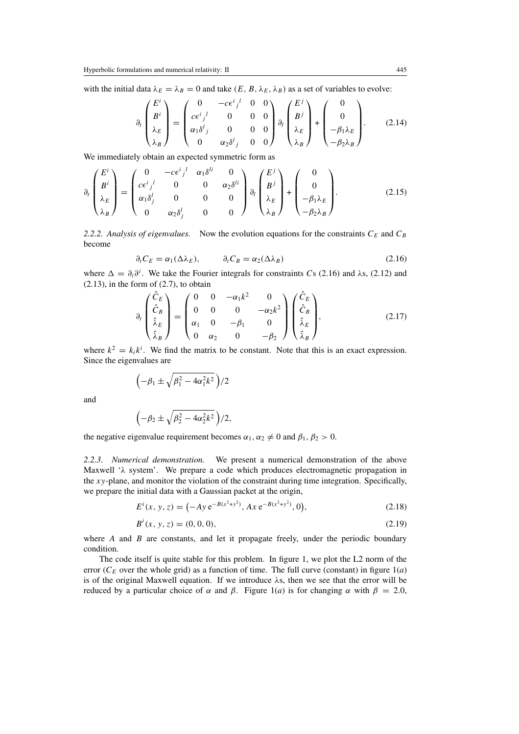with the initial data $\lambda_E = \lambda_B = 0$ and take $(E, B, \lambda_E, \lambda_B)$ as a set of variables to evolve:

$$\partial_t \begin{pmatrix} E^i \\ B^i \\ \lambda_E \\ \lambda_B \end{pmatrix} = \begin{pmatrix} 0 & -c\epsilon^i{}_j{}^l & 0 & 0 \\ c\epsilon^i{}_j{}^l & 0 & 0 & 0 \\ \alpha_1 \delta^l{}_j & 0 & 0 & 0 \\ 0 & \alpha_2 \delta^l{}_j & 0 & 0 \end{pmatrix} \partial_l \begin{pmatrix} E^j \\ B^j \\ \lambda_E \\ \lambda_B \end{pmatrix} + \begin{pmatrix} 0 \\ 0 \\ -\beta_1 \lambda_E \\ -\beta_2 \lambda_B \end{pmatrix}. \tag{2.14}$$

We immediately obtain an expected symmetric form as

$$\partial_t \begin{pmatrix} E^i \\ B^i \\ \lambda_E \\ \lambda_B \end{pmatrix} = \begin{pmatrix} 0 & -c\epsilon^i{}_j{}^l & \alpha_1 \delta^{li} & 0 \\ c\epsilon^i{}_j{}^l & 0 & 0 & \alpha_2 \delta^{li} \\ \alpha_1 \delta^l_j & 0 & 0 & 0 \\ 0 & \alpha_2 \delta^l_j & 0 & 0 \end{pmatrix} \partial_l \begin{pmatrix} E^j \\ B^j \\ \lambda_E \\ \lambda_B \end{pmatrix} + \begin{pmatrix} 0 \\ 0 \\ -\beta_1 \lambda_E \\ -\beta_2 \lambda_B \end{pmatrix}. \tag{2.15}$$

*2.2.2. Analysis of eigenvalues.* Now the evolution equations for the constraints $C_E$ and $C_B$ become

$$\partial_t C_E = \alpha_1 (\Delta \lambda_E), \qquad \partial_t C_B = \alpha_2 (\Delta \lambda_B) \tag{2.16}$$

where $\Delta = \partial_i \partial^i$. We take the Fourier integrals for constraints $C$s (2.16) and $\lambda$s, (2.12) and (2.13), in the form of (2.7), to obtain

$$\partial_t \begin{pmatrix} \hat{C}_E \\ \hat{C}_B \\ \hat{\lambda}_E \\ \hat{\lambda}_B \end{pmatrix} = \begin{pmatrix} 0 & 0 & -\alpha_1 k^2 & 0 \\ 0 & 0 & 0 & -\alpha_2 k^2 \\ \alpha_1 & 0 & -\beta_1 & 0 \\ 0 & \alpha_2 & 0 & -\beta_2 \end{pmatrix} \begin{pmatrix} \hat{C}_E \\ \hat{C}_B \\ \hat{\lambda}_E \\ \hat{\lambda}_B \end{pmatrix}, \tag{2.17}$$

where $k^2 = k_i k^i$. We find the matrix to be constant. Note that this is an exact expression. Since the eigenvalues are

$$\left(-\beta_1 \pm \sqrt{\beta_1^2 - 4\alpha_1^2 k^2}\right)/2$$

and

$$\left(-\beta_2 \pm \sqrt{\beta_2^2 - 4\alpha_2^2 k^2}\right)/2,$$

the negative eigenvalue requirement becomes $\alpha_1, \alpha_2 \neq 0$ and $\beta_1, \beta_2 > 0$.

*2.2.3. Numerical demonstration.* We present a numerical demonstration of the above Maxwell '$\lambda$ system'. We prepare a code which produces electromagnetic propagation in the $xy$-plane, and monitor the violation of the constraint during time integration. Specifically, we prepare the initial data with a Gaussian packet at the origin,

$$E^i(x, y, z) = \left(-Ay\,\mathrm{e}^{-B(x^2+y^2)}, Ax\,\mathrm{e}^{-B(x^2+y^2)}, 0\right), \tag{2.18}$$

$$B^i(x, y, z) = (0, 0, 0), \tag{2.19}$$

where $A$ and $B$ are constants, and let it propagate freely, under the periodic boundary condition.

The code itself is quite stable for this problem. In figure 1, we plot the L2 norm of the error ($C_E$ over the whole grid) as a function of time. The full curve (constant) in figure 1(*a*) is of the original Maxwell equation. If we introduce $\lambda$s, then we see that the error will be reduced by a particular choice of $\alpha$ and $\beta$. Figure 1(*a*) is for changing $\alpha$ with $\beta = 2.0$,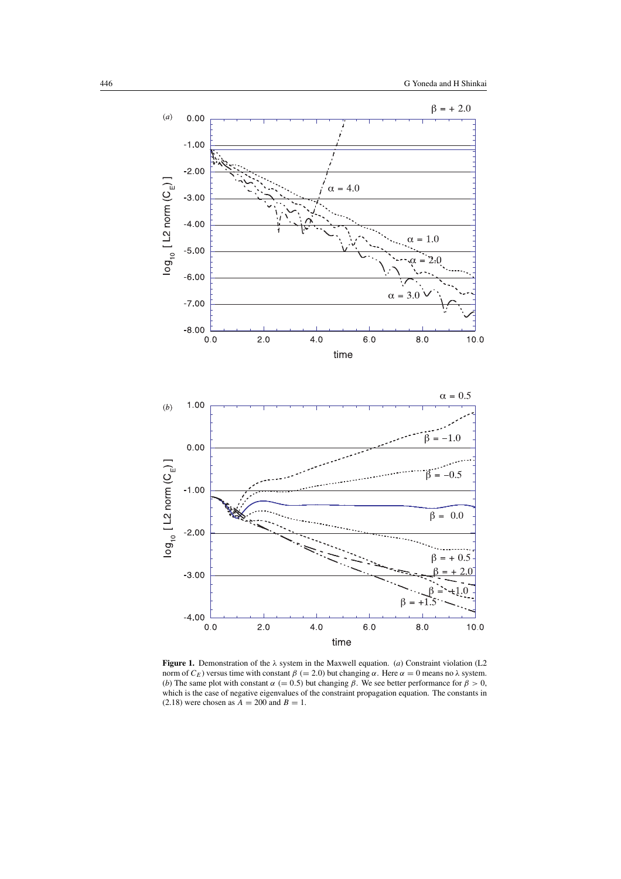**Figure 1.** Demonstration of the $\lambda$ system in the Maxwell equation. (*a*) Constraint violation (L2 norm of $C_E$) versus time with constant $\beta$ (= 2.0) but changing $\alpha$. Here $\alpha = 0$ means no $\lambda$ system. (*b*) The same plot with constant $\alpha$ (= 0.5) but changing $\beta$. We see better performance for $\beta > 0$, which is the case of negative eigenvalues of the constraint propagation equation. The constants in (2.18) were chosen as $A = 200$ and $B = 1$.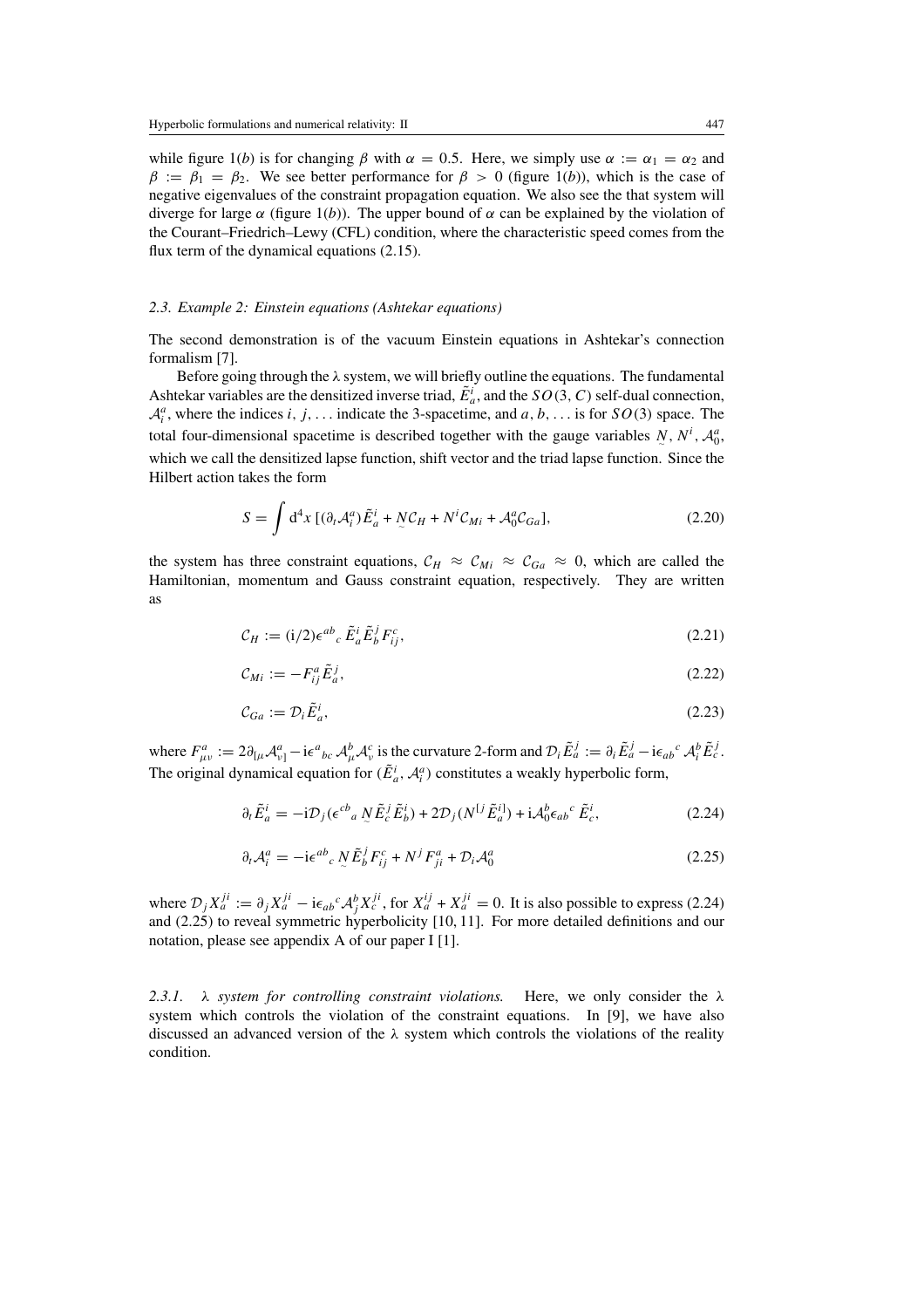while figure 1(*b*) is for changing $\beta$ with $\alpha = 0.5$. Here, we simply use $\alpha := \alpha_1 = \alpha_2$ and $\beta := \beta_1 = \beta_2$. We see better performance for $\beta > 0$ (figure 1(*b*)), which is the case of negative eigenvalues of the constraint propagation equation. We also see the that system will diverge for large $\alpha$ (figure 1(*b*)). The upper bound of $\alpha$ can be explained by the violation of the Courant–Friedrich–Lewy (CFL) condition, where the characteristic speed comes from the flux term of the dynamical equations (2.15).

### *2.3. Example 2: Einstein equations (Ashtekar equations)*

The second demonstration is of the vacuum Einstein equations in Ashtekar's connection formalism [7].

Before going through the $\lambda$ system, we will briefly outline the equations. The fundamental Ashtekar variables are the densitized inverse triad, $\tilde{E}^i_a$, and the $SO(3, C)$ self-dual connection, $\mathcal{A}^a_i$, where the indices $i, j, \ldots$ indicate the 3-spacetime, and $a, b, \ldots$ is for $SO(3)$ space. The total four-dimensional spacetime is described together with the gauge variables $\underset{\sim}{N}, N^i, \mathcal{A}^a_0$, which we call the densitized lapse function, shift vector and the triad lapse function. Since the Hilbert action takes the form

$$S = \int \mathrm{d}^4x \, [(\partial_t \mathcal{A}^a_i)\tilde{E}^i_a + \underset{\sim}{N}\mathcal{C}_H + N^i \mathcal{C}_{Mi} + \mathcal{A}^a_0 \mathcal{C}_{Ga}], \tag{2.20}$$

the system has three constraint equations, $\mathcal{C}_H \approx \mathcal{C}_{Mi} \approx \mathcal{C}_{Ga} \approx 0$, which are called the Hamiltonian, momentum and Gauss constraint equation, respectively. They are written as

$$\mathcal{C}_H := (\mathrm{i}/2)\epsilon^{ab}{}_c \, \tilde{E}^i_a \tilde{E}^j_b F^c_{ij}, \tag{2.21}$$

$$\mathcal{C}_{Mi} := -F^a_{ij}\tilde{E}^j_a, \tag{2.22}$$

$$\mathcal{C}_{Ga} := \mathcal{D}_i \tilde{E}^i_a, \tag{2.23}$$

where $F^a_{\mu\nu} := 2\partial_{[\mu}\mathcal{A}^a_{\nu]} - \mathrm{i}\epsilon^a{}_{bc}\,\mathcal{A}^b_\mu \mathcal{A}^c_\nu$ is the curvature 2-form and $\mathcal{D}_i \tilde{E}^j_a := \partial_i \tilde{E}^j_a - \mathrm{i}\epsilon_{ab}{}^c\,\mathcal{A}^b_i \tilde{E}^j_c$. The original dynamical equation for $(\tilde{E}^i_a, \mathcal{A}^a_i)$ constitutes a weakly hyperbolic form,

$$\partial_t \tilde{E}^i_a = -\mathrm{i}\mathcal{D}_j(\epsilon^{cb}{}_a \, \underset{\sim}{N} \tilde{E}^j_c \tilde{E}^i_b) + 2\mathcal{D}_j(N^{[j}\tilde{E}^{i]}_a) + \mathrm{i}\mathcal{A}^b_0 \epsilon_{ab}{}^c \, \tilde{E}^i_c, \tag{2.24}$$

$$\partial_t \mathcal{A}^a_i = -\mathrm{i}\epsilon^{ab}{}_c \, \underset{\sim}{N} \tilde{E}^j_b F^c_{ij} + N^j F^a_{ji} + \mathcal{D}_i \mathcal{A}^a_0 \tag{2.25}$$

where $\mathcal{D}_j X^{ji}_a := \partial_j X^{ji}_a - \mathrm{i}\epsilon_{ab}{}^c \mathcal{A}^b_j X^{ji}_c$, for $X^{ij}_a + X^{ji}_a = 0$. It is also possible to express (2.24) and (2.25) to reveal symmetric hyperbolicity [10, 11]. For more detailed definitions and our notation, please see appendix A of our paper I [1].

*2.3.1. $\lambda$ system for controlling constraint violations.* Here, we only consider the $\lambda$ system which controls the violation of the constraint equations. In [9], we have also discussed an advanced version of the $\lambda$ system which controls the violations of the reality condition.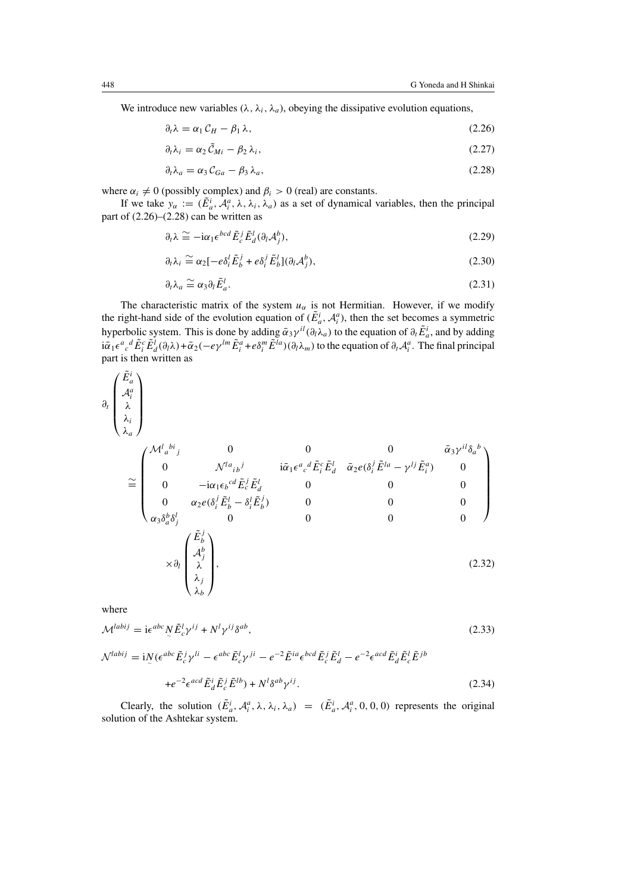We introduce new variables $(\lambda, \lambda_i, \lambda_a)$, obeying the dissipative evolution equations,

$$\partial_t \lambda = \alpha_1 \mathcal{C}_H - \beta_1 \lambda, \tag{2.26}$$

$$\partial_t \lambda_i = \alpha_2 \tilde{\mathcal{C}}_{Mi} - \beta_2 \lambda_i, \tag{2.27}$$

$$\partial_t \lambda_a = \alpha_3 \mathcal{C}_{Ga} - \beta_3 \lambda_a, \tag{2.28}$$

where $\alpha_i \neq 0$ (possibly complex) and $\beta_i > 0$ (real) are constants.

If we take $y_\alpha := (\tilde{E}^i_a, \mathcal{A}^a_i, \lambda, \lambda_i, \lambda_a)$ as a set of dynamical variables, then the principal part of (2.26)–(2.28) can be written as

$$\partial_t \lambda \cong -\mathrm{i}\alpha_1 \epsilon^{bcd} \tilde{E}^j_c \tilde{E}^l_d (\partial_l \mathcal{A}^b_j), \tag{2.29}$$

$$\partial_t \lambda_i \cong \alpha_2 [-e\delta^l_i \tilde{E}^j_b + e\delta^j_i \tilde{E}^l_b](\partial_l \mathcal{A}^b_j), \tag{2.30}$$

$$\partial_t \lambda_a \cong \alpha_3 \partial_l \tilde{E}^l_a. \tag{2.31}$$

The characteristic matrix of the system $u_\alpha$ is not Hermitian. However, if we modify the right-hand side of the evolution equation of $(\tilde{E}^i_a, \mathcal{A}^a_i)$, then the set becomes a symmetric hyperbolic system. This is done by adding $\bar{\alpha}_3 \gamma^{il}(\partial_l \lambda_a)$ to the equation of $\partial_t \tilde{E}^i_a$, and by adding $\mathrm{i}\bar{\alpha}_1 \epsilon^a{}_c{}^d \tilde{E}^c_i \tilde{E}^l_d (\partial_l \lambda) + \bar{\alpha}_2(-e\gamma^{lm} \tilde{E}^a_i + e\delta^m_i \tilde{E}^{la})(\partial_l \lambda_m)$ to the equation of $\partial_t \mathcal{A}^a_i$. The final principal part is then written as

$$\partial_t \begin{pmatrix} \tilde{E}^i_a \\ \mathcal{A}^a_i \\ \lambda \\ \lambda_i \\ \lambda_a \end{pmatrix} \cong \begin{pmatrix} \mathcal{M}^l{}_a{}^{bi}{}_j & 0 & 0 & 0 & \bar{\alpha}_3 \gamma^{il} \delta_a{}^b \\ 0 & \mathcal{N}^{la}{}_{ib}{}^j & \mathrm{i}\bar{\alpha}_1 \epsilon^a{}_c{}^d \tilde{E}^c_i \tilde{E}^l_d & \bar{\alpha}_2 e(\delta^j_i \tilde{E}^{la} - \gamma^{lj} \tilde{E}^a_i) & 0 \\ 0 & -\mathrm{i}\alpha_1 \epsilon_b{}^{cd} \tilde{E}^j_c \tilde{E}^l_d & 0 & 0 & 0 \\ 0 & \alpha_2 e(\delta^j_i \tilde{E}^l_b - \delta^l_i \tilde{E}^j_b) & 0 & 0 & 0 \\ \alpha_3 \delta^b_a \delta^l_j & 0 & 0 & 0 & 0 \end{pmatrix} \times \partial_l \begin{pmatrix} \tilde{E}^j_b \\ \mathcal{A}^b_j \\ \lambda \\ \lambda_j \\ \lambda_b \end{pmatrix}, \tag{2.32}$$

where

$$\mathcal{M}^{labij} = \mathrm{i}\epsilon^{abc} \underset{\sim}{N} \tilde{E}^l_c \gamma^{ij} + N^l \gamma^{ij} \delta^{ab}, \tag{2.33}$$

$$\mathcal{N}^{labij} = \mathrm{i}\underset{\sim}{N}(\epsilon^{abc} \tilde{E}^j_c \gamma^{li} - \epsilon^{abc} \tilde{E}^l_c \gamma^{ji} - e^{-2} \tilde{E}^{ia} \epsilon^{bcd} \tilde{E}^j_c \tilde{E}^l_d - e^{-2} \epsilon^{acd} \tilde{E}^i_d \tilde{E}^l_c \tilde{E}^{jb} + e^{-2} \epsilon^{acd} \tilde{E}^i_d \tilde{E}^j_c \tilde{E}^{lb}) + N^l \delta^{ab} \gamma^{ij}. \tag{2.34}$$

Clearly, the solution $(\tilde{E}^i_a, \mathcal{A}^a_i, \lambda, \lambda_i, \lambda_a) = (\tilde{E}^i_a, \mathcal{A}^a_i, 0, 0, 0)$ represents the original solution of the Ashtekar system.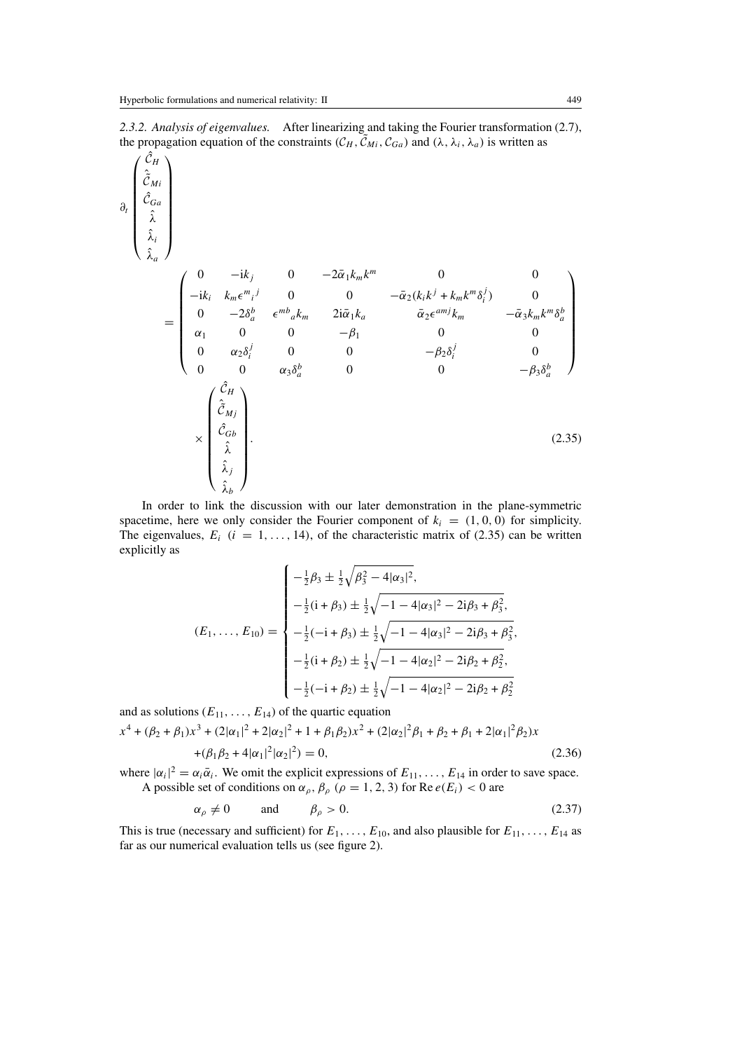*2.3.2. Analysis of eigenvalues.* After linearizing and taking the Fourier transformation (2.7), the propagation equation of the constraints $(\mathcal{C}_H, \tilde{\mathcal{C}}_{Mi}, \mathcal{C}_{Ga})$ and $(\lambda, \lambda_i, \lambda_a)$ is written as

$$
\partial_t \begin{pmatrix} \hat{\mathcal{C}}_H \\ \hat{\tilde{\mathcal{C}}}_{Mi} \\ \hat{\mathcal{C}}_{Ga} \\ \hat{\lambda} \\ \hat{\lambda}_i \\ \hat{\lambda}_a \end{pmatrix}
= \begin{pmatrix}
0 & -\mathrm{i}k_j & 0 & -2\bar{\alpha}_1 k_m k^m & 0 & 0 \\
-\mathrm{i}k_i & k_m \epsilon^m{}_i{}^j & 0 & 0 & -\bar{\alpha}_2(k_i k^j + k_m k^m \delta_i^j) & 0 \\
0 & -2\delta_a^b & \epsilon^{mb}{}_a k_m & 2\mathrm{i}\bar{\alpha}_1 k_a & \bar{\alpha}_2 \epsilon^{amj} k_m & -\bar{\alpha}_3 k_m k^m \delta_a^b \\
\alpha_1 & 0 & 0 & -\beta_1 & 0 & 0 \\
0 & \alpha_2 \delta_i^j & 0 & 0 & -\beta_2 \delta_i^j & 0 \\
0 & 0 & \alpha_3 \delta_a^b & 0 & 0 & -\beta_3 \delta_a^b
\end{pmatrix}
\times \begin{pmatrix} \hat{\mathcal{C}}_H \\ \hat{\tilde{\mathcal{C}}}_{Mj} \\ \hat{\mathcal{C}}_{Gb} \\ \hat{\lambda} \\ \hat{\lambda}_j \\ \hat{\lambda}_b \end{pmatrix}. \tag{2.35}
$$

In order to link the discussion with our later demonstration in the plane-symmetric spacetime, here we only consider the Fourier component of $k_i = (1, 0, 0)$ for simplicity. The eigenvalues, $E_i$ $(i = 1, \ldots, 14)$, of the characteristic matrix of (2.35) can be written explicitly as

$$
(E_1, \ldots, E_{10}) = \begin{cases}
-\frac{1}{2}\beta_3 \pm \frac{1}{2}\sqrt{\beta_3^2 - 4|\alpha_3|^2}, \\
-\frac{1}{2}(\mathrm{i} + \beta_3) \pm \frac{1}{2}\sqrt{-1 - 4|\alpha_3|^2 - 2\mathrm{i}\beta_3 + \beta_3^2}, \\
-\frac{1}{2}(-\mathrm{i} + \beta_3) \pm \frac{1}{2}\sqrt{-1 - 4|\alpha_3|^2 - 2\mathrm{i}\beta_3 + \beta_3^2}, \\
-\frac{1}{2}(\mathrm{i} + \beta_2) \pm \frac{1}{2}\sqrt{-1 - 4|\alpha_2|^2 - 2\mathrm{i}\beta_2 + \beta_2^2}, \\
-\frac{1}{2}(-\mathrm{i} + \beta_2) \pm \frac{1}{2}\sqrt{-1 - 4|\alpha_2|^2 - 2\mathrm{i}\beta_2 + \beta_2^2}
\end{cases}
$$

and as solutions $(E_{11}, \ldots, E_{14})$ of the quartic equation

$$
\begin{aligned}
x^4 + (\beta_2 + \beta_1)x^3 + (2|\alpha_1|^2 + 2|\alpha_2|^2 + 1 + \beta_1\beta_2)x^2 + (2|\alpha_2|^2\beta_1 + \beta_2 + \beta_1 + 2|\alpha_1|^2\beta_2)x \\
+ (\beta_1\beta_2 + 4|\alpha_1|^2|\alpha_2|^2) = 0,
\end{aligned} \tag{2.36}
$$

where $|\alpha_i|^2 = \alpha_i\bar{\alpha}_i$. We omit the explicit expressions of $E_{11}, \ldots, E_{14}$ in order to save space.

A possible set of conditions on $\alpha_\rho, \beta_\rho$ $(\rho = 1, 2, 3)$ for $\mathrm{Re}\, e(E_i) < 0$ are

$$
\alpha_\rho \neq 0 \qquad \text{and} \qquad \beta_\rho > 0. \tag{2.37}
$$

This is true (necessary and sufficient) for $E_1, \ldots, E_{10}$, and also plausible for $E_{11}, \ldots, E_{14}$ as far as our numerical evaluation tells us (see figure 2).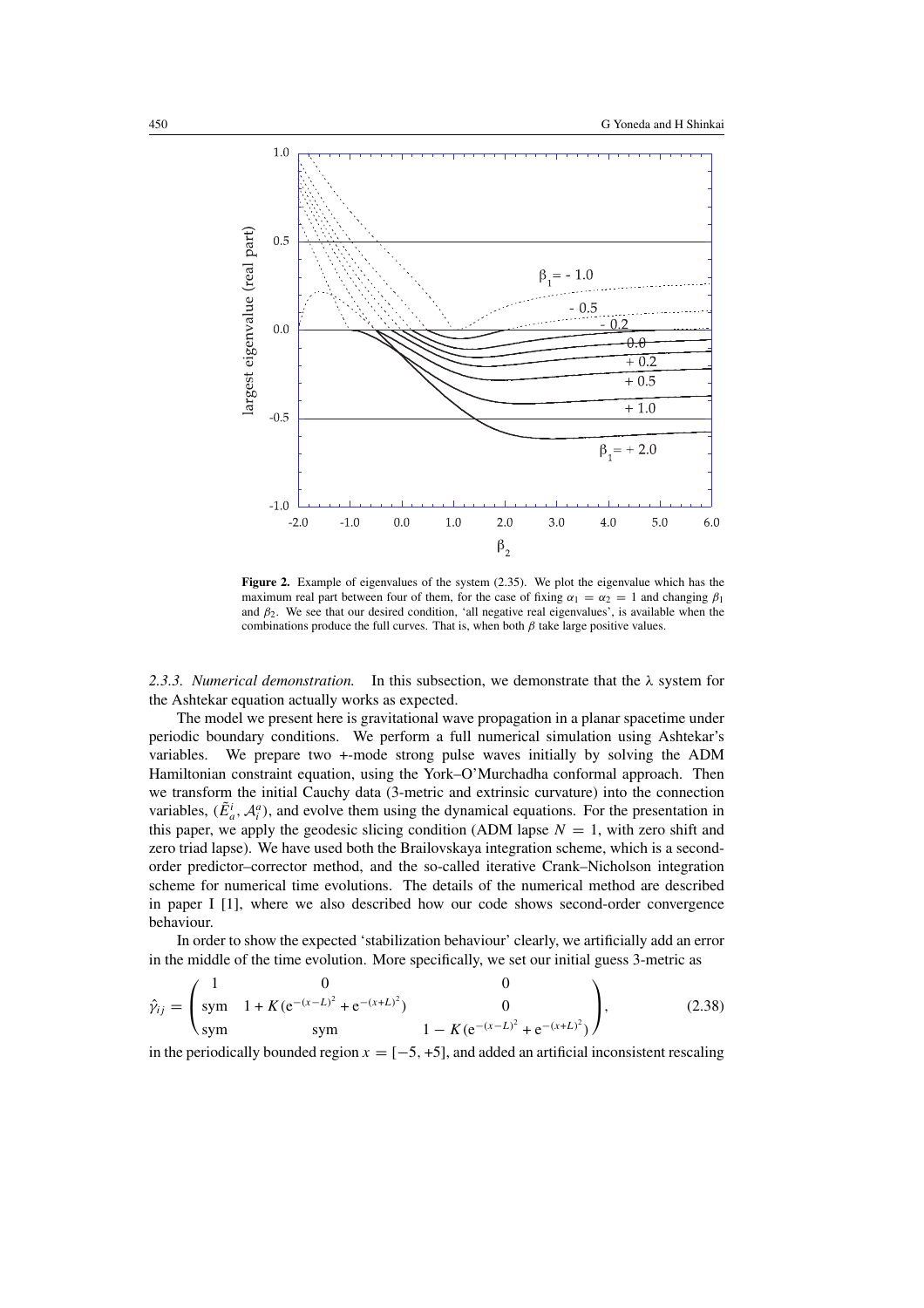**Figure 2.** Example of eigenvalues of the system (2.35). We plot the eigenvalue which has the maximum real part between four of them, for the case of fixing $\alpha_1 = \alpha_2 = 1$ and changing $\beta_1$ and $\beta_2$. We see that our desired condition, 'all negative real eigenvalues', is available when the combinations produce the full curves. That is, when both $\beta$ take large positive values.

*2.3.3. Numerical demonstration.* In this subsection, we demonstrate that the $\lambda$ system for the Ashtekar equation actually works as expected.

The model we present here is gravitational wave propagation in a planar spacetime under periodic boundary conditions. We perform a full numerical simulation using Ashtekar's variables. We prepare two +-mode strong pulse waves initially by solving the ADM Hamiltonian constraint equation, using the York–O'Murchadha conformal approach. Then we transform the initial Cauchy data (3-metric and extrinsic curvature) into the connection variables, $(\tilde{E}^i_a, \mathcal{A}^a_i)$, and evolve them using the dynamical equations. For the presentation in this paper, we apply the geodesic slicing condition (ADM lapse $N = 1$, with zero shift and zero triad lapse). We have used both the Brailovskaya integration scheme, which is a second-order predictor–corrector method, and the so-called iterative Crank–Nicholson integration scheme for numerical time evolutions. The details of the numerical method are described in paper I [1], where we also described how our code shows second-order convergence behaviour.

In order to show the expected 'stabilization behaviour' clearly, we artificially add an error in the middle of the time evolution. More specifically, we set our initial guess 3-metric as

$$\hat{\gamma}_{ij} = \begin{pmatrix} 1 & 0 & 0 \\ \mathrm{sym} & 1 + K(\mathrm{e}^{-(x-L)^2} + \mathrm{e}^{-(x+L)^2}) & 0 \\ \mathrm{sym} & \mathrm{sym} & 1 - K(\mathrm{e}^{-(x-L)^2} + \mathrm{e}^{-(x+L)^2}) \end{pmatrix}, \tag{2.38}$$

in the periodically bounded region $x = [-5, +5]$, and added an artificial inconsistent rescaling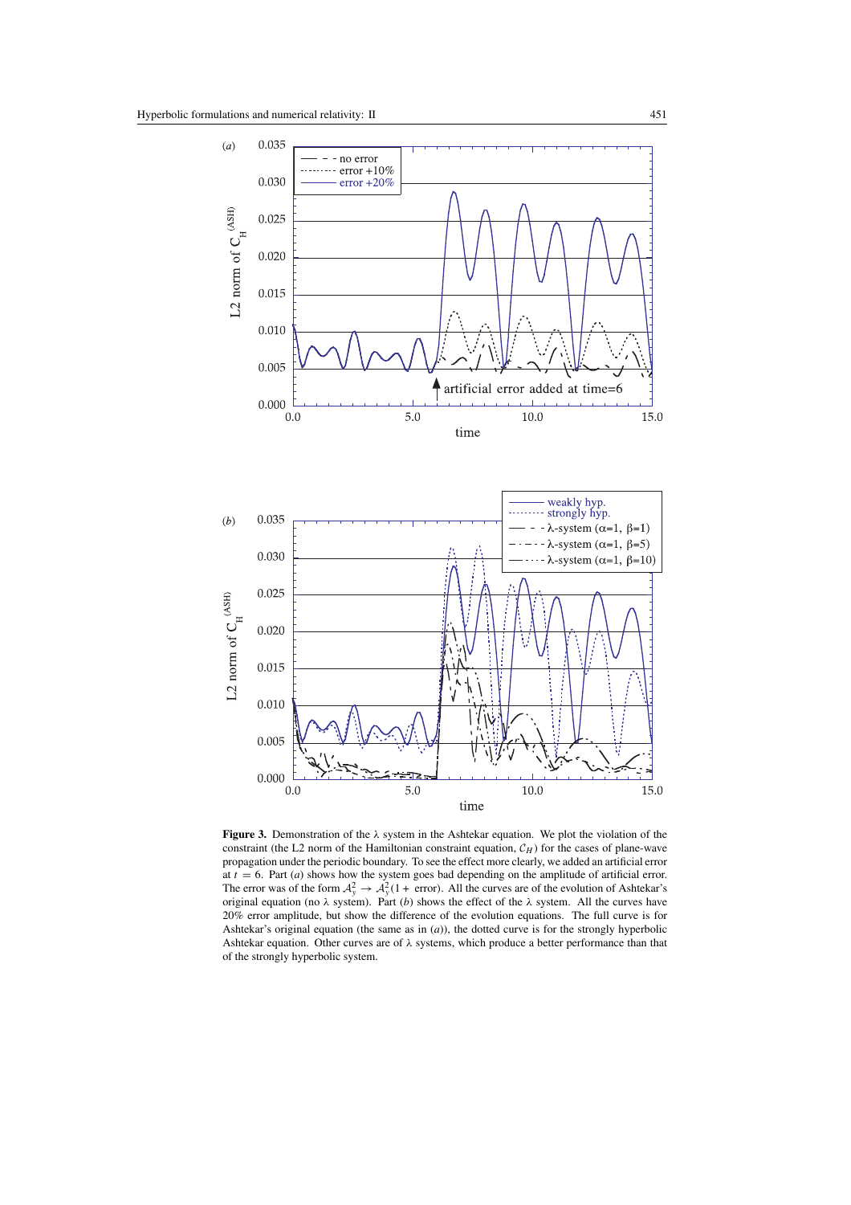**Figure 3.** Demonstration of the $\lambda$ system in the Ashtekar equation. We plot the violation of the constraint (the L2 norm of the Hamiltonian constraint equation, $\mathcal{C}_H$) for the cases of plane-wave propagation under the periodic boundary. To see the effect more clearly, we added an artificial error at $t = 6$. Part (*a*) shows how the system goes bad depending on the amplitude of artificial error. The error was of the form $\mathcal{A}^2_y \to \mathcal{A}^2_y(1 + \text{error})$. All the curves are of the evolution of Ashtekar's original equation (no $\lambda$ system). Part (*b*) shows the effect of the $\lambda$ system. All the curves have 20% error amplitude, but show the difference of the evolution equations. The full curve is for Ashtekar's original equation (the same as in (*a*)), the dotted curve is for the strongly hyperbolic Ashtekar equation. Other curves are of $\lambda$ systems, which produce a better performance than that of the strongly hyperbolic system.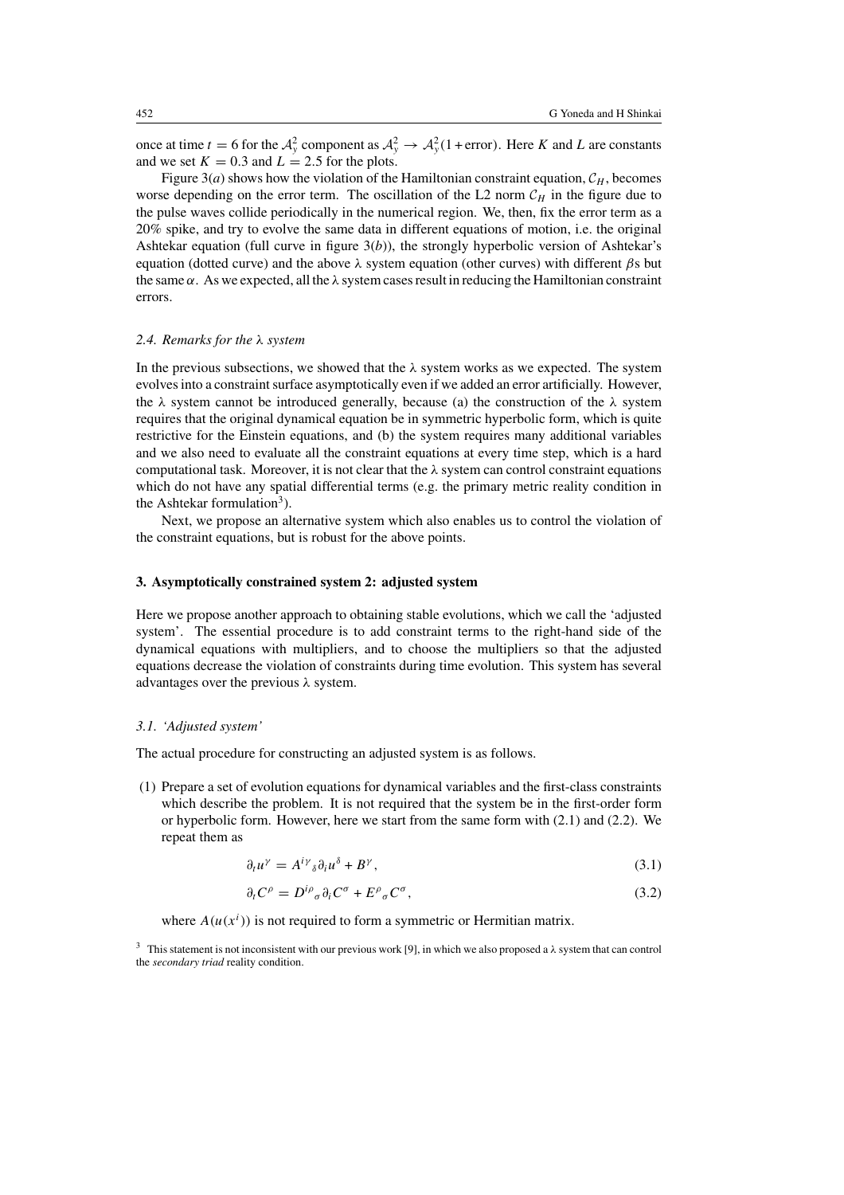once at time $t = 6$ for the $\mathcal{A}^2_y$ component as $\mathcal{A}^2_y \to \mathcal{A}^2_y(1+\text{error})$. Here $K$ and $L$ are constants and we set $K = 0.3$ and $L = 2.5$ for the plots.

Figure 3(*a*) shows how the violation of the Hamiltonian constraint equation, $\mathcal{C}_H$, becomes worse depending on the error term. The oscillation of the L2 norm $\mathcal{C}_H$ in the figure due to the pulse waves collide periodically in the numerical region. We, then, fix the error term as a 20% spike, and try to evolve the same data in different equations of motion, i.e. the original Ashtekar equation (full curve in figure 3(*b*)), the strongly hyperbolic version of Ashtekar's equation (dotted curve) and the above $\lambda$ system equation (other curves) with different $\beta$s but the same $\alpha$. As we expected, all the $\lambda$ system cases result in reducing the Hamiltonian constraint errors.

### *2.4. Remarks for the λ system*

In the previous subsections, we showed that the $\lambda$ system works as we expected. The system evolves into a constraint surface asymptotically even if we added an error artificially. However, the $\lambda$ system cannot be introduced generally, because (a) the construction of the $\lambda$ system requires that the original dynamical equation be in symmetric hyperbolic form, which is quite restrictive for the Einstein equations, and (b) the system requires many additional variables and we also need to evaluate all the constraint equations at every time step, which is a hard computational task. Moreover, it is not clear that the $\lambda$ system can control constraint equations which do not have any spatial differential terms (e.g. the primary metric reality condition in the Ashtekar formulation[3]).

Next, we propose an alternative system which also enables us to control the violation of the constraint equations, but is robust for the above points.

## 3. Asymptotically constrained system 2: adjusted system

Here we propose another approach to obtaining stable evolutions, which we call the 'adjusted system'. The essential procedure is to add constraint terms to the right-hand side of the dynamical equations with multipliers, and to choose the multipliers so that the adjusted equations decrease the violation of constraints during time evolution. This system has several advantages over the previous $\lambda$ system.

### *3.1. 'Adjusted system'*

The actual procedure for constructing an adjusted system is as follows.

(1) Prepare a set of evolution equations for dynamical variables and the first-class constraints which describe the problem. It is not required that the system be in the first-order form or hyperbolic form. However, here we start from the same form with (2.1) and (2.2). We repeat them as

$$\partial_t u^\gamma = A^{i\gamma}{}_\delta \partial_i u^\delta + B^\gamma, \tag{3.1}$$

$$\partial_t C^\rho = D^{i\rho}{}_\sigma \partial_i C^\sigma + E^\rho{}_\sigma C^\sigma, \tag{3.2}$$

where $A(u(x^i))$ is not required to form a symmetric or Hermitian matrix.

[3] This statement is not inconsistent with our previous work [9], in which we also proposed a $\lambda$ system that can control the *secondary triad* reality condition.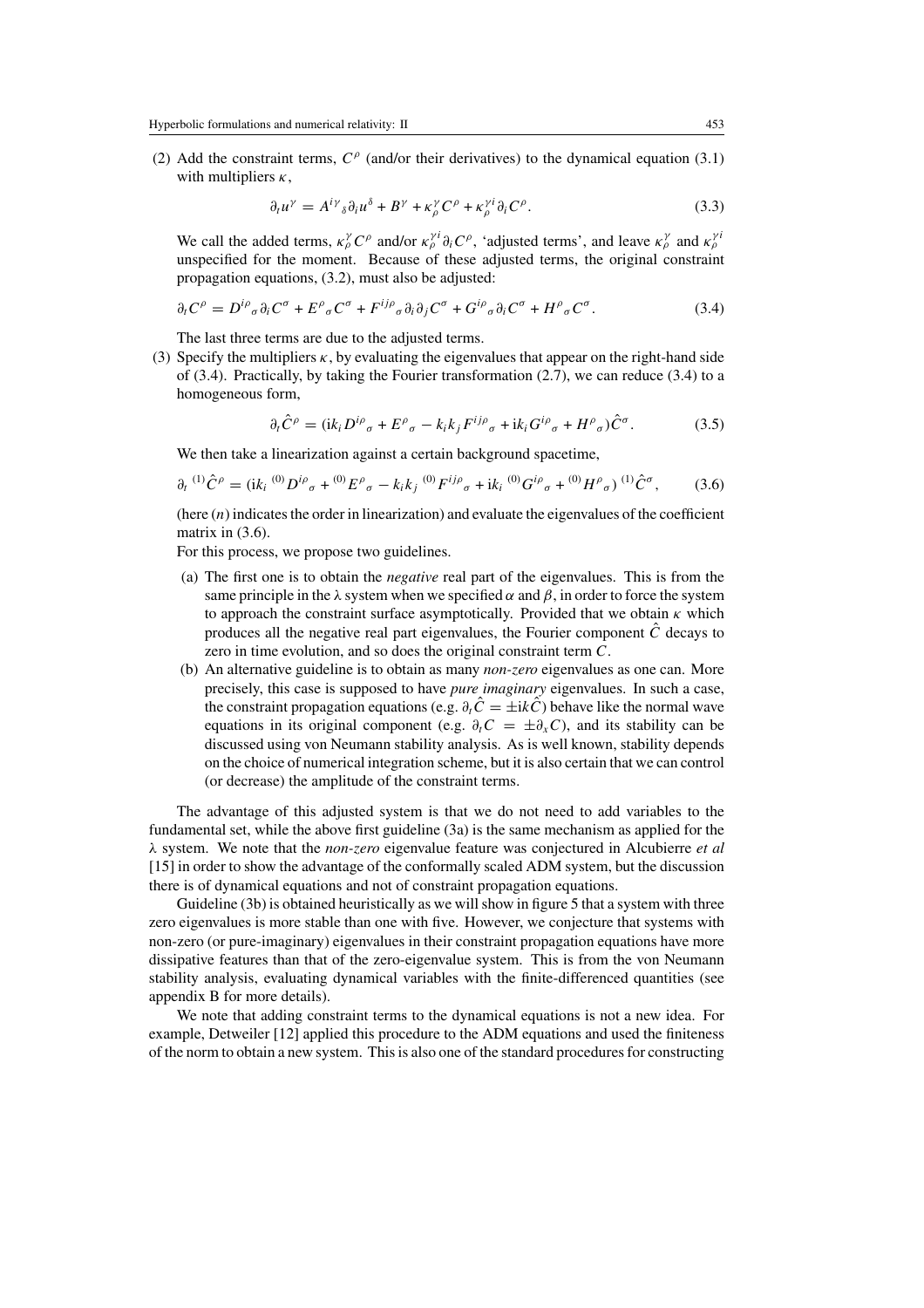(2) Add the constraint terms, $C^\rho$ (and/or their derivatives) to the dynamical equation (3.1) with multipliers $\kappa$,

$$\partial_t u^\gamma = A^{i\gamma}{}_\delta \partial_i u^\delta + B^\gamma + \kappa^\gamma_\rho C^\rho + \kappa^{\gamma i}_\rho \partial_i C^\rho. \tag{3.3}$$

We call the added terms, $\kappa^\gamma_\rho C^\rho$ and/or $\kappa^{\gamma i}_\rho \partial_i C^\rho$, 'adjusted terms', and leave $\kappa^\gamma_\rho$ and $\kappa^{\gamma i}_\rho$ unspecified for the moment. Because of these adjusted terms, the original constraint propagation equations, (3.2), must also be adjusted:

$$\partial_t C^\rho = D^{i\rho}{}_\sigma \partial_i C^\sigma + E^\rho{}_\sigma C^\sigma + F^{ij\rho}{}_\sigma \partial_i \partial_j C^\sigma + G^{i\rho}{}_\sigma \partial_i C^\sigma + H^\rho{}_\sigma C^\sigma. \tag{3.4}$$

The last three terms are due to the adjusted terms.

(3) Specify the multipliers $\kappa$, by evaluating the eigenvalues that appear on the right-hand side of (3.4). Practically, by taking the Fourier transformation (2.7), we can reduce (3.4) to a homogeneous form,

$$\partial_t \hat{C}^\rho = (\mathrm{i}k_i D^{i\rho}{}_\sigma + E^\rho{}_\sigma - k_i k_j F^{ij\rho}{}_\sigma + \mathrm{i}k_i G^{i\rho}{}_\sigma + H^\rho{}_\sigma)\hat{C}^\sigma. \tag{3.5}$$

We then take a linearization against a certain background spacetime,

$$\partial_t\, {}^{(1)}\hat{C}^\rho = (\mathrm{i}k_i\, {}^{(0)}D^{i\rho}{}_\sigma + {}^{(0)}E^\rho{}_\sigma - k_i k_j\, {}^{(0)}F^{ij\rho}{}_\sigma + \mathrm{i}k_i\, {}^{(0)}G^{i\rho}{}_\sigma + {}^{(0)}H^\rho{}_\sigma)\, {}^{(1)}\hat{C}^\sigma, \tag{3.6}$$

(here $(n)$ indicates the order in linearization) and evaluate the eigenvalues of the coefficient matrix in (3.6).

For this process, we propose two guidelines.

(a) The first one is to obtain the *negative* real part of the eigenvalues. This is from the same principle in the $\lambda$ system when we specified $\alpha$ and $\beta$, in order to force the system to approach the constraint surface asymptotically. Provided that we obtain $\kappa$ which produces all the negative real part eigenvalues, the Fourier component $\hat{C}$ decays to zero in time evolution, and so does the original constraint term $C$.

(b) An alternative guideline is to obtain as many *non-zero* eigenvalues as one can. More precisely, this case is supposed to have *pure imaginary* eigenvalues. In such a case, the constraint propagation equations (e.g. $\partial_t \hat{C} = \pm \mathrm{i}k\hat{C}$) behave like the normal wave equations in its original component (e.g. $\partial_t C = \pm\partial_x C$), and its stability can be discussed using von Neumann stability analysis. As is well known, stability depends on the choice of numerical integration scheme, but it is also certain that we can control (or decrease) the amplitude of the constraint terms.

The advantage of this adjusted system is that we do not need to add variables to the fundamental set, while the above first guideline (3a) is the same mechanism as applied for the $\lambda$ system. We note that the *non-zero* eigenvalue feature was conjectured in Alcubierre *et al* [15] in order to show the advantage of the conformally scaled ADM system, but the discussion there is of dynamical equations and not of constraint propagation equations.

Guideline (3b) is obtained heuristically as we will show in figure 5 that a system with three zero eigenvalues is more stable than one with five. However, we conjecture that systems with non-zero (or pure-imaginary) eigenvalues in their constraint propagation equations have more dissipative features than that of the zero-eigenvalue system. This is from the von Neumann stability analysis, evaluating dynamical variables with the finite-differenced quantities (see appendix B for more details).

We note that adding constraint terms to the dynamical equations is not a new idea. For example, Detweiler [12] applied this procedure to the ADM equations and used the finiteness of the norm to obtain a new system. This is also one of the standard procedures for constructing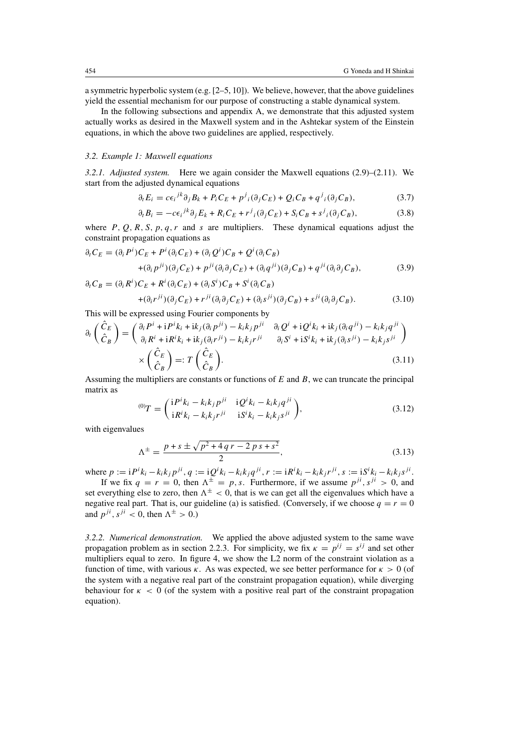a symmetric hyperbolic system (e.g. [2–5, 10]). We believe, however, that the above guidelines yield the essential mechanism for our purpose of constructing a stable dynamical system.

In the following subsections and appendix A, we demonstrate that this adjusted system actually works as desired in the Maxwell system and in the Ashtekar system of the Einstein equations, in which the above two guidelines are applied, respectively.

### 3.2. Example 1: Maxwell equations

*3.2.1. Adjusted system.* Here we again consider the Maxwell equations (2.9)–(2.11). We start from the adjusted dynamical equations

$$\partial_t E_i = c\epsilon_i{}^{jk}\partial_j B_k + P_i C_E + p^j{}_i(\partial_j C_E) + Q_i C_B + q^j{}_i(\partial_j C_B), \tag{3.7}$$

$$\partial_t B_i = -c\epsilon_i{}^{jk}\partial_j E_k + R_i C_E + r^j{}_i(\partial_j C_E) + S_i C_B + s^j{}_i(\partial_j C_B), \tag{3.8}$$

where $P, Q, R, S, p, q, r$ and $s$ are multipliers. These dynamical equations adjust the constraint propagation equations as

$$\begin{aligned}\partial_t C_E = {} & (\partial_i P^i)C_E + P^i(\partial_i C_E) + (\partial_i Q^i)C_B + Q^i(\partial_i C_B) \\ & + (\partial_i p^{ji})(\partial_j C_E) + p^{ji}(\partial_i\partial_j C_E) + (\partial_i q^{ji})(\partial_j C_B) + q^{ji}(\partial_i\partial_j C_B),\end{aligned} \tag{3.9}$$

$$\begin{aligned}\partial_t C_B = {} & (\partial_i R^i)C_E + R^i(\partial_i C_E) + (\partial_i S^i)C_B + S^i(\partial_i C_B) \\ & + (\partial_i r^{ji})(\partial_j C_E) + r^{ji}(\partial_i\partial_j C_E) + (\partial_i s^{ji})(\partial_j C_B) + s^{ji}(\partial_i\partial_j C_B).\end{aligned} \tag{3.10}$$

This will be expressed using Fourier components by

$$\begin{aligned}\partial_t \begin{pmatrix}\hat{C}_E \\ \hat{C}_B\end{pmatrix} = {} & \begin{pmatrix}\partial_i P^i + \mathrm{i}P^i k_i + \mathrm{i}k_j(\partial_i p^{ji}) - k_i k_j p^{ji} & \partial_i Q^i + \mathrm{i}Q^i k_i + \mathrm{i}k_j(\partial_i q^{ji}) - k_i k_j q^{ji} \\ \partial_i R^i + \mathrm{i}R^i k_i + \mathrm{i}k_j(\partial_i r^{ji}) - k_i k_j r^{ji} & \partial_i S^i + \mathrm{i}S^i k_i + \mathrm{i}k_j(\partial_i s^{ji}) - k_i k_j s^{ji}\end{pmatrix} \\ & \times \begin{pmatrix}\hat{C}_E \\ \hat{C}_B\end{pmatrix} =: T\begin{pmatrix}\hat{C}_E \\ \hat{C}_B\end{pmatrix}.\end{aligned} \tag{3.11}$$

Assuming the multipliers are constants or functions of $E$ and $B$, we can truncate the principal matrix as

$${}^{(0)}T = \begin{pmatrix}\mathrm{i}P^i k_i - k_i k_j p^{ji} & \mathrm{i}Q^i k_i - k_i k_j q^{ji} \\ \mathrm{i}R^i k_i - k_i k_j r^{ji} & \mathrm{i}S^i k_i - k_i k_j s^{ji}\end{pmatrix}, \tag{3.12}$$

with eigenvalues

$$\Lambda^{\pm} = \frac{p + s \pm \sqrt{p^2 + 4\,q\,r - 2\,p\,s + s^2}}{2}, \tag{3.13}$$

where $p := \mathrm{i}P^i k_i - k_i k_j p^{ji}$, $q := \mathrm{i}Q^i k_i - k_i k_j q^{ji}$, $r := \mathrm{i}R^i k_i - k_i k_j r^{ji}$, $s := \mathrm{i}S^i k_i - k_i k_j s^{ji}$.

If we fix $q = r = 0$, then $\Lambda^{\pm} = p, s$. Furthermore, if we assume $p^{ji}, s^{ji} > 0$, and set everything else to zero, then $\Lambda^{\pm} < 0$, that is we can get all the eigenvalues which have a negative real part. That is, our guideline (a) is satisfied. (Conversely, if we choose $q = r = 0$ and $p^{ji}, s^{ji} < 0$, then $\Lambda^{\pm} > 0$.)

*3.2.2. Numerical demonstration.* We applied the above adjusted system to the same wave propagation problem as in section 2.2.3. For simplicity, we fix $\kappa = p^{ij} = s^{ij}$ and set other multipliers equal to zero. In figure 4, we show the L2 norm of the constraint violation as a function of time, with various $\kappa$. As was expected, we see better performance for $\kappa > 0$ (of the system with a negative real part of the constraint propagation equation), while diverging behaviour for $\kappa < 0$ (of the system with a positive real part of the constraint propagation equation).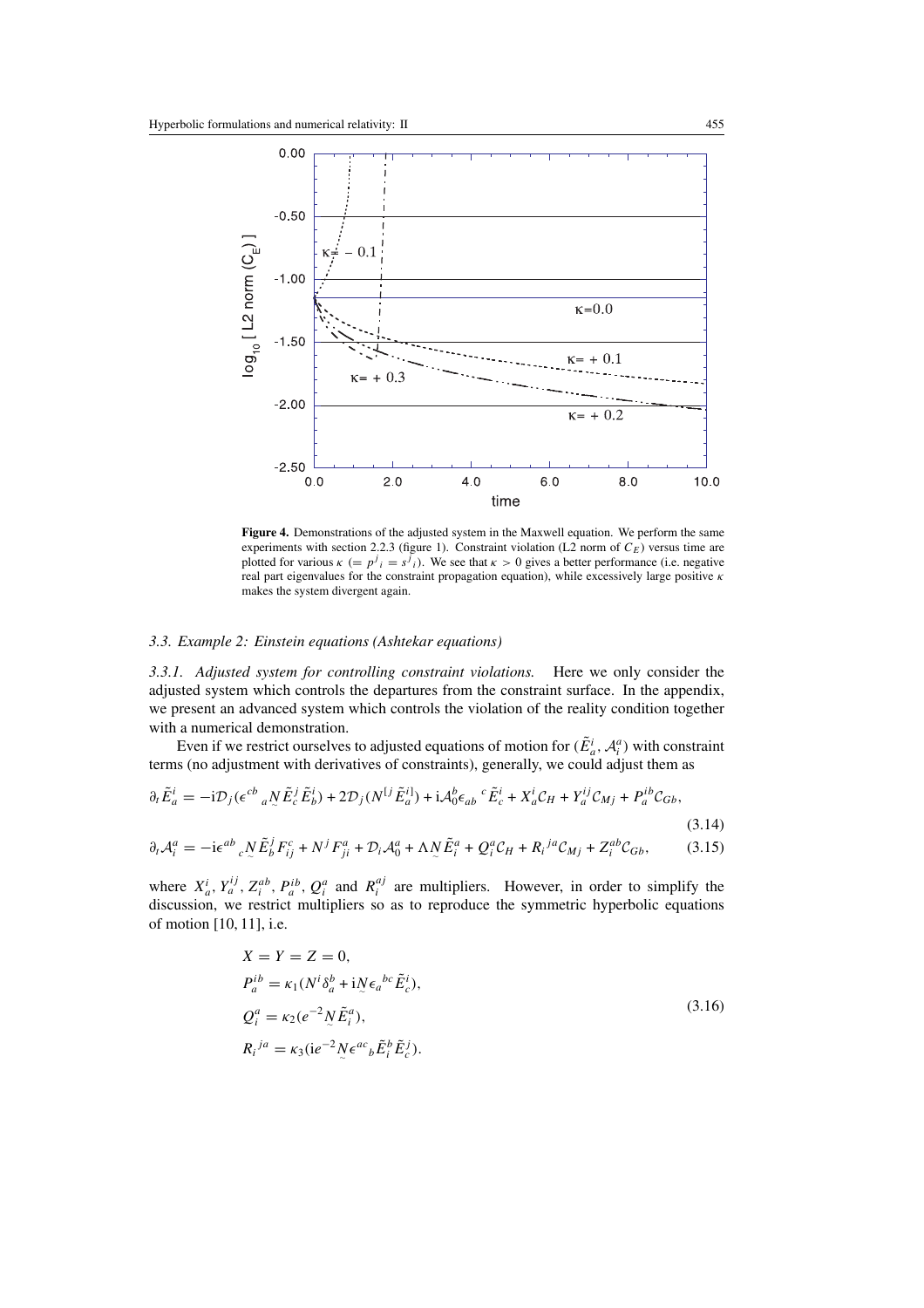**Figure 4.** Demonstrations of the adjusted system in the Maxwell equation. We perform the same experiments with section 2.2.3 (figure 1). Constraint violation (L2 norm of $C_E$) versus time are plotted for various $\kappa$ ($= p^j{}_i = s^j{}_i$). We see that $\kappa > 0$ gives a better performance (i.e. negative real part eigenvalues for the constraint propagation equation), while excessively large positive $\kappa$ makes the system divergent again.

### 3.3. Example 2: Einstein equations (Ashtekar equations)

*3.3.1. Adjusted system for controlling constraint violations.* Here we only consider the adjusted system which controls the departures from the constraint surface. In the appendix, we present an advanced system which controls the violation of the reality condition together with a numerical demonstration.

Even if we restrict ourselves to adjusted equations of motion for $(\tilde{E}^i_a, \mathcal{A}^a_i)$ with constraint terms (no adjustment with derivatives of constraints), generally, we could adjust them as

$$\partial_t \tilde{E}^i_a = -\mathrm{i}\mathcal{D}_j(\epsilon^{cb}{}_a \underset{\sim}{N} \tilde{E}^j_c \tilde{E}^i_b) + 2\mathcal{D}_j(N^{[j}\tilde{E}^{i]}_a) + \mathrm{i}\mathcal{A}^b_0 \epsilon_{ab}{}^c \tilde{E}^i_c + X^i_a \mathcal{C}_H + Y^{ij}_a \mathcal{C}_{Mj} + P^{ib}_a \mathcal{C}_{Gb}, \tag{3.14}$$

$$\partial_t \mathcal{A}^a_i = -\mathrm{i}\epsilon^{ab}{}_c \underset{\sim}{N} \tilde{E}^j_b F^c_{ij} + N^j F^a_{ji} + \mathcal{D}_i \mathcal{A}^a_0 + \Lambda \underset{\sim}{N} \tilde{E}^a_i + Q^a_i \mathcal{C}_H + R_i{}^{ja} \mathcal{C}_{Mj} + Z^{ab}_i \mathcal{C}_{Gb}, \tag{3.15}$$

where $X^i_a$, $Y^{ij}_a$, $Z^{ab}_i$, $P^{ib}_a$, $Q^a_i$ and $R^{aj}_i$ are multipliers. However, in order to simplify the discussion, we restrict multipliers so as to reproduce the symmetric hyperbolic equations of motion [10, 11], i.e.

$$\begin{aligned}
&X = Y = Z = 0, \\
&P^{ib}_a = \kappa_1 (N^i \delta^b_a + \mathrm{i}\underset{\sim}{N} \epsilon_a{}^{bc} \tilde{E}^i_c), \\
&Q^a_i = \kappa_2 (e^{-2} \underset{\sim}{N} \tilde{E}^a_i), \\
&R_i{}^{ja} = \kappa_3 (\mathrm{i} e^{-2} \underset{\sim}{N} \epsilon^{ac}{}_b \tilde{E}^b_i \tilde{E}^j_c).
\end{aligned} \tag{3.16}$$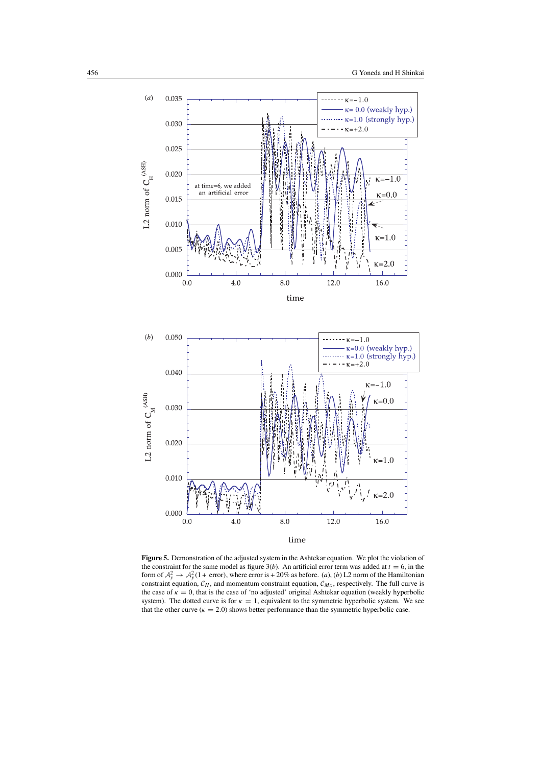**Figure 5.** Demonstration of the adjusted system in the Ashtekar equation. We plot the violation of the constraint for the same model as figure 3(*b*). An artificial error term was added at $t = 6$, in the form of $\mathcal{A}_y^2 \to \mathcal{A}_y^2(1+\text{ error})$, where error is + 20% as before. (*a*), (*b*) L2 norm of the Hamiltonian constraint equation, $\mathcal{C}_H$, and momentum constraint equation, $\mathcal{C}_{Mx}$, respectively. The full curve is the case of $\kappa = 0$, that is the case of 'no adjusted' original Ashtekar equation (weakly hyperbolic system). The dotted curve is for $\kappa = 1$, equivalent to the symmetric hyperbolic system. We see that the other curve ($\kappa = 2.0$) shows better performance than the symmetric hyperbolic case.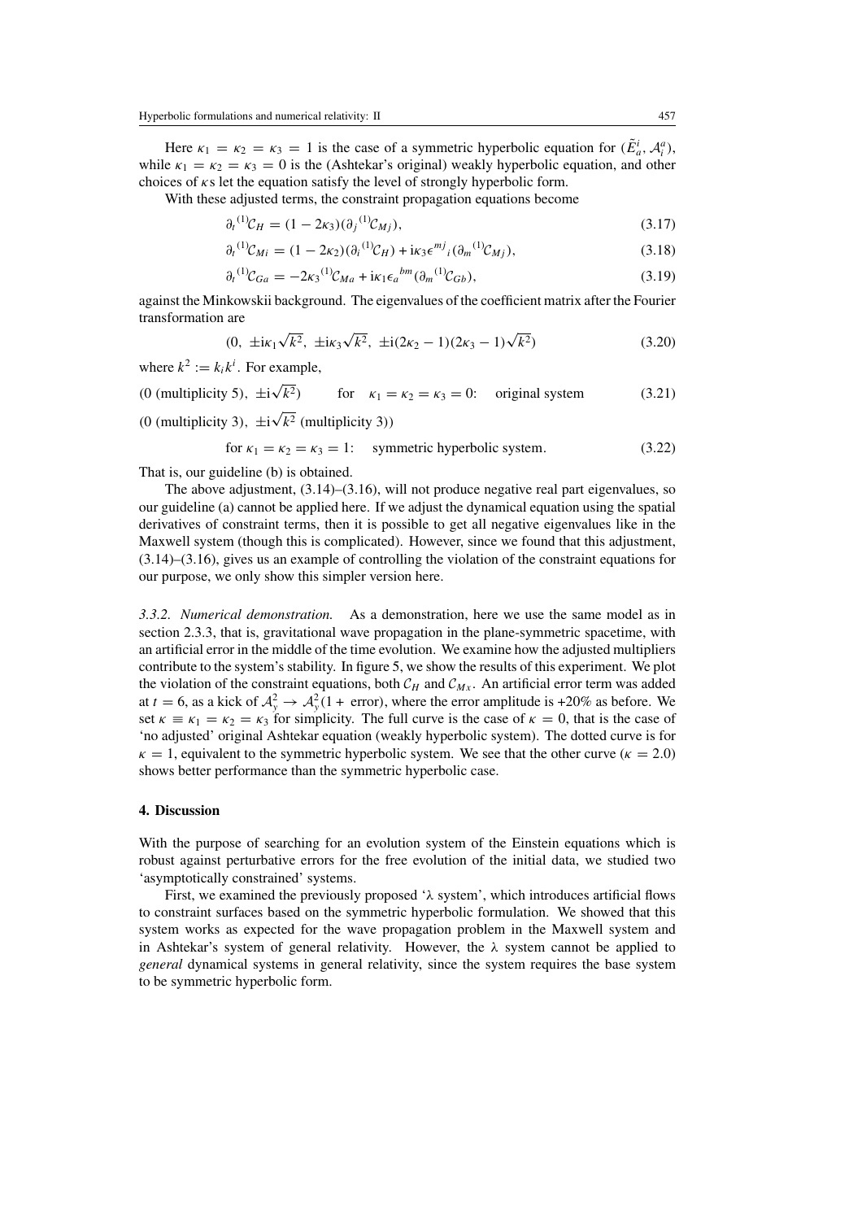Here $\kappa_1 = \kappa_2 = \kappa_3 = 1$ is the case of a symmetric hyperbolic equation for $(\tilde{E}^i_a, \mathcal{A}^a_i)$, while $\kappa_1 = \kappa_2 = \kappa_3 = 0$ is the (Ashtekar's original) weakly hyperbolic equation, and other choices of $\kappa$s let the equation satisfy the level of strongly hyperbolic form.

With these adjusted terms, the constraint propagation equations become

$$\partial_t {}^{(1)}\mathcal{C}_H = (1 - 2\kappa_3)(\partial_j {}^{(1)}\mathcal{C}_{Mj}), \tag{3.17}$$

$$\partial_t {}^{(1)}\mathcal{C}_{Mi} = (1 - 2\kappa_2)(\partial_i {}^{(1)}\mathcal{C}_H) + \mathrm{i}\kappa_3 \epsilon^{mj}{}_i (\partial_m {}^{(1)}\mathcal{C}_{Mj}), \tag{3.18}$$

$$\partial_t {}^{(1)}\mathcal{C}_{Ga} = -2\kappa_3 {}^{(1)}\mathcal{C}_{Ma} + \mathrm{i}\kappa_1 \epsilon_a{}^{bm} (\partial_m {}^{(1)}\mathcal{C}_{Gb}), \tag{3.19}$$

against the Minkowskii background. The eigenvalues of the coefficient matrix after the Fourier transformation are

$$(0,\ \pm \mathrm{i}\kappa_1 \sqrt{k^2},\ \pm \mathrm{i}\kappa_3 \sqrt{k^2},\ \pm \mathrm{i}(2\kappa_2 - 1)(2\kappa_3 - 1)\sqrt{k^2}) \tag{3.20}$$

where $k^2 := k_i k^i$. For example,

$$(0 \text{ (multiplicity 5)},\ \pm \mathrm{i}\sqrt{k^2}) \qquad \text{for} \quad \kappa_1 = \kappa_2 = \kappa_3 = 0: \quad \text{original system} \tag{3.21}$$

$$(0 \text{ (multiplicity 3)},\ \pm \mathrm{i}\sqrt{k^2} \text{ (multiplicity 3)}) \quad \text{for } \kappa_1 = \kappa_2 = \kappa_3 = 1: \quad \text{symmetric hyperbolic system.} \tag{3.22}$$

That is, our guideline (b) is obtained.

The above adjustment, (3.14)–(3.16), will not produce negative real part eigenvalues, so our guideline (a) cannot be applied here. If we adjust the dynamical equation using the spatial derivatives of constraint terms, then it is possible to get all negative eigenvalues like in the Maxwell system (though this is complicated). However, since we found that this adjustment, (3.14)–(3.16), gives us an example of controlling the violation of the constraint equations for our purpose, we only show this simpler version here.

*3.3.2. Numerical demonstration.* As a demonstration, here we use the same model as in section 2.3.3, that is, gravitational wave propagation in the plane-symmetric spacetime, with an artificial error in the middle of the time evolution. We examine how the adjusted multipliers contribute to the system's stability. In figure 5, we show the results of this experiment. We plot the violation of the constraint equations, both $\mathcal{C}_H$ and $\mathcal{C}_{Mx}$. An artificial error term was added at $t = 6$, as a kick of $\mathcal{A}^2_y \to \mathcal{A}^2_y(1 + \text{ error})$, where the error amplitude is +20% as before. We set $\kappa \equiv \kappa_1 = \kappa_2 = \kappa_3$ for simplicity. The full curve is the case of $\kappa = 0$, that is the case of 'no adjusted' original Ashtekar equation (weakly hyperbolic system). The dotted curve is for $\kappa = 1$, equivalent to the symmetric hyperbolic system. We see that the other curve ($\kappa = 2.0$) shows better performance than the symmetric hyperbolic case.

## 4. Discussion

With the purpose of searching for an evolution system of the Einstein equations which is robust against perturbative errors for the free evolution of the initial data, we studied two 'asymptotically constrained' systems.

First, we examined the previously proposed '$\lambda$ system', which introduces artificial flows to constraint surfaces based on the symmetric hyperbolic formulation. We showed that this system works as expected for the wave propagation problem in the Maxwell system and in Ashtekar's system of general relativity. However, the $\lambda$ system cannot be applied to *general* dynamical systems in general relativity, since the system requires the base system to be symmetric hyperbolic form.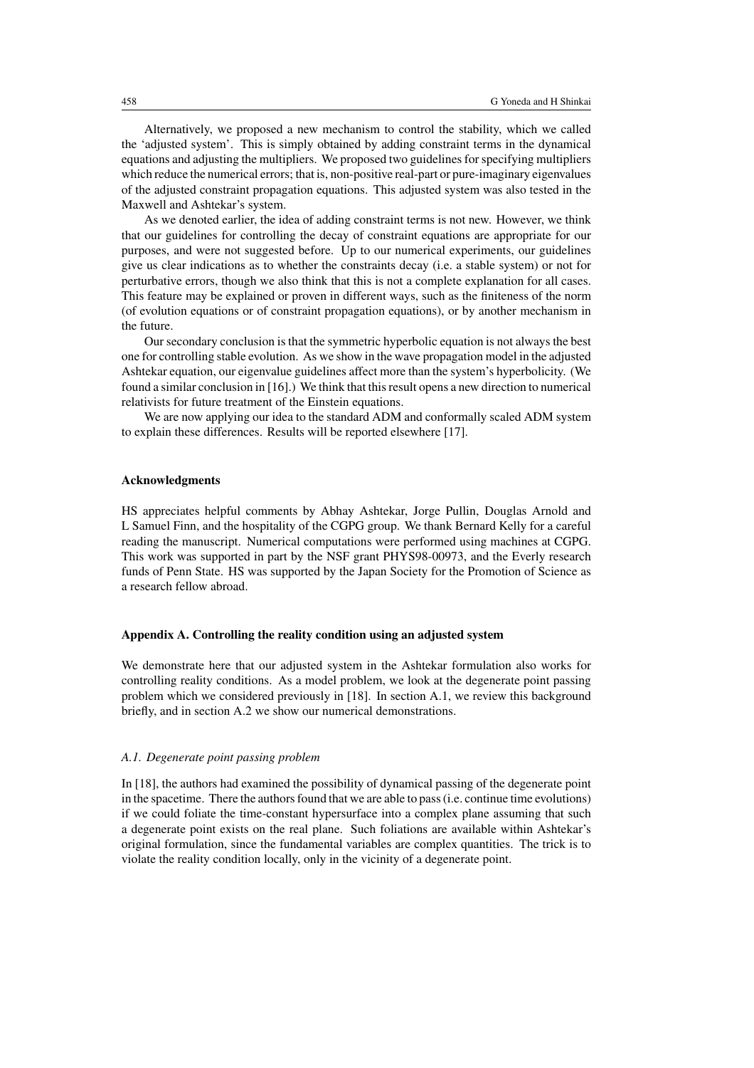Alternatively, we proposed a new mechanism to control the stability, which we called the 'adjusted system'. This is simply obtained by adding constraint terms in the dynamical equations and adjusting the multipliers. We proposed two guidelines for specifying multipliers which reduce the numerical errors; that is, non-positive real-part or pure-imaginary eigenvalues of the adjusted constraint propagation equations. This adjusted system was also tested in the Maxwell and Ashtekar's system.

As we denoted earlier, the idea of adding constraint terms is not new. However, we think that our guidelines for controlling the decay of constraint equations are appropriate for our purposes, and were not suggested before. Up to our numerical experiments, our guidelines give us clear indications as to whether the constraints decay (i.e. a stable system) or not for perturbative errors, though we also think that this is not a complete explanation for all cases. This feature may be explained or proven in different ways, such as the finiteness of the norm (of evolution equations or of constraint propagation equations), or by another mechanism in the future.

Our secondary conclusion is that the symmetric hyperbolic equation is not always the best one for controlling stable evolution. As we show in the wave propagation model in the adjusted Ashtekar equation, our eigenvalue guidelines affect more than the system's hyperbolicity. (We found a similar conclusion in [16].) We think that this result opens a new direction to numerical relativists for future treatment of the Einstein equations.

We are now applying our idea to the standard ADM and conformally scaled ADM system to explain these differences. Results will be reported elsewhere [17].

## Acknowledgments

HS appreciates helpful comments by Abhay Ashtekar, Jorge Pullin, Douglas Arnold and L Samuel Finn, and the hospitality of the CGPG group. We thank Bernard Kelly for a careful reading the manuscript. Numerical computations were performed using machines at CGPG. This work was supported in part by the NSF grant PHYS98-00973, and the Everly research funds of Penn State. HS was supported by the Japan Society for the Promotion of Science as a research fellow abroad.

## Appendix A. Controlling the reality condition using an adjusted system

We demonstrate here that our adjusted system in the Ashtekar formulation also works for controlling reality conditions. As a model problem, we look at the degenerate point passing problem which we considered previously in [18]. In section A.1, we review this background briefly, and in section A.2 we show our numerical demonstrations.

### *A.1. Degenerate point passing problem*

In [18], the authors had examined the possibility of dynamical passing of the degenerate point in the spacetime. There the authors found that we are able to pass (i.e. continue time evolutions) if we could foliate the time-constant hypersurface into a complex plane assuming that such a degenerate point exists on the real plane. Such foliations are available within Ashtekar's original formulation, since the fundamental variables are complex quantities. The trick is to violate the reality condition locally, only in the vicinity of a degenerate point.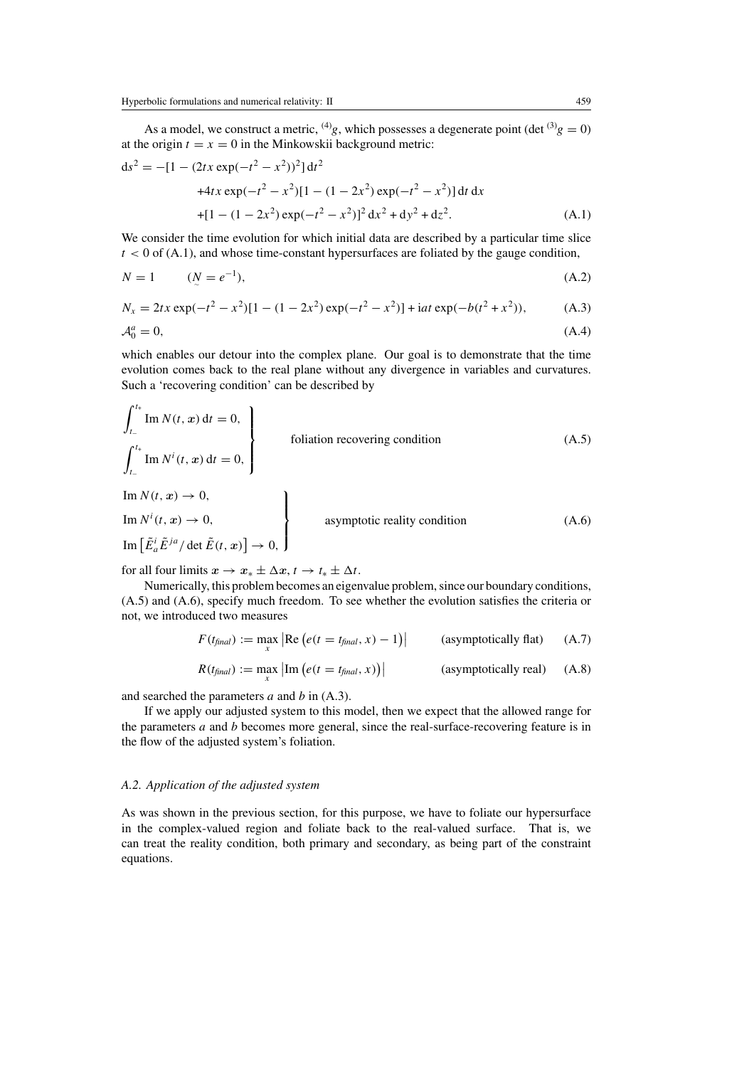As a model, we construct a metric, ${}^{(4)}g$, which possesses a degenerate point ($\det {}^{(3)}g = 0$) at the origin $t = x = 0$ in the Minkowskii background metric:

$$
\begin{aligned}
\mathrm{d}s^2 = & -[1 - (2tx \exp(-t^2 - x^2))^2]\,\mathrm{d}t^2 \\
& + 4tx \exp(-t^2 - x^2)[1 - (1 - 2x^2)\exp(-t^2 - x^2)]\,\mathrm{d}t\,\mathrm{d}x \\
& + [1 - (1 - 2x^2)\exp(-t^2 - x^2)]^2\,\mathrm{d}x^2 + \mathrm{d}y^2 + \mathrm{d}z^2.
\end{aligned} \tag{A.1}
$$

We consider the time evolution for which initial data are described by a particular time slice $t < 0$ of (A.1), and whose time-constant hypersurfaces are foliated by the gauge condition,

$$
N = 1 \qquad (\underset{\sim}{N} = e^{-1}), \tag{A.2}
$$

$$
N_x = 2tx \exp(-t^2 - x^2)[1 - (1 - 2x^2)\exp(-t^2 - x^2)] + \mathrm{i}at \exp(-b(t^2 + x^2)), \tag{A.3}
$$

$$
\mathcal{A}_0^a = 0, \tag{A.4}
$$

which enables our detour into the complex plane. Our goal is to demonstrate that the time evolution comes back to the real plane without any divergence in variables and curvatures. Such a 'recovering condition' can be described by

$$
\left.
\begin{aligned}
&\int_{t_-}^{t_+} \mathrm{Im}\, N(t, \boldsymbol{x})\,\mathrm{d}t = 0, \\
&\int_{t_-}^{t_+} \mathrm{Im}\, N^i(t, \boldsymbol{x})\,\mathrm{d}t = 0,
\end{aligned}
\right\} \qquad \text{foliation recovering condition} \tag{A.5}
$$

$$
\left.
\begin{aligned}
&\mathrm{Im}\, N(t, \boldsymbol{x}) \to 0, \\
&\mathrm{Im}\, N^i(t, \boldsymbol{x}) \to 0, \\
&\mathrm{Im}\left[\tilde{E}_a^i \tilde{E}^{ja} / \det \tilde{E}(t, \boldsymbol{x})\right] \to 0,
\end{aligned}
\right\} \qquad \text{asymptotic reality condition} \tag{A.6}
$$

for all four limits $\boldsymbol{x} \to \boldsymbol{x}_* \pm \Delta\boldsymbol{x}$, $t \to t_* \pm \Delta t$.

Numerically, this problem becomes an eigenvalue problem, since our boundary conditions, (A.5) and (A.6), specify much freedom. To see whether the evolution satisfies the criteria or not, we introduced two measures

$$
F(t_{final}) := \max_x \left|\mathrm{Re}\left(e(t = t_{final}, x) - 1\right)\right| \qquad \text{(asymptotically flat)} \tag{A.7}
$$

$$
R(t_{final}) := \max_x \left|\mathrm{Im}\left(e(t = t_{final}, x)\right)\right| \qquad \text{(asymptotically real)} \tag{A.8}
$$

and searched the parameters $a$ and $b$ in (A.3).

If we apply our adjusted system to this model, then we expect that the allowed range for the parameters $a$ and $b$ becomes more general, since the real-surface-recovering feature is in the flow of the adjusted system's foliation.

### *A.2. Application of the adjusted system*

As was shown in the previous section, for this purpose, we have to foliate our hypersurface in the complex-valued region and foliate back to the real-valued surface. That is, we can treat the reality condition, both primary and secondary, as being part of the constraint equations.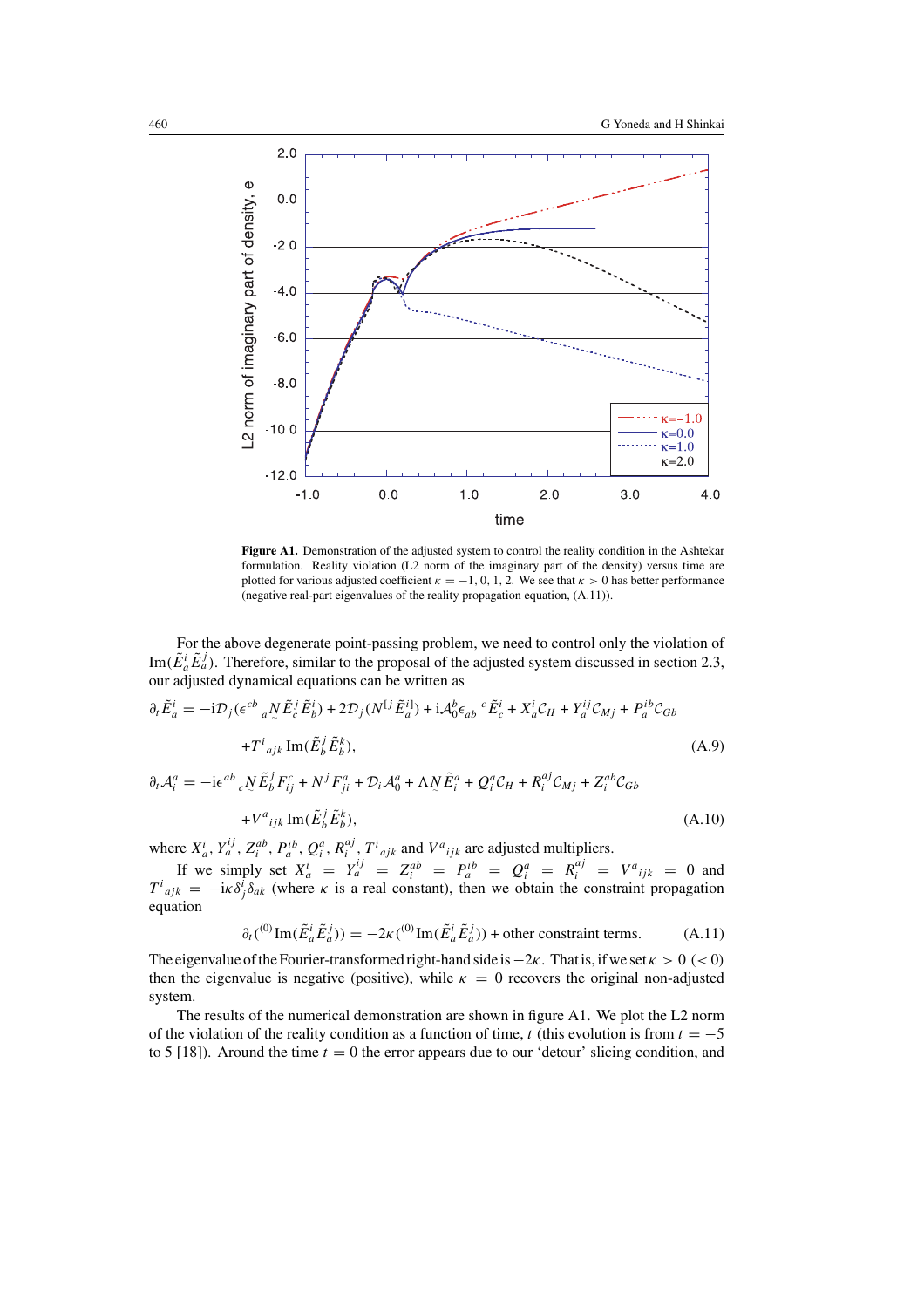**Figure A1.** Demonstration of the adjusted system to control the reality condition in the Ashtekar formulation. Reality violation (L2 norm of the imaginary part of the density) versus time are plotted for various adjusted coefficient $\kappa = -1, 0, 1, 2$. We see that $\kappa > 0$ has better performance (negative real-part eigenvalues of the reality propagation equation, (A.11)).

For the above degenerate point-passing problem, we need to control only the violation of $\mathrm{Im}(\tilde{E}^i_a \tilde{E}^j_a)$. Therefore, similar to the proposal of the adjusted system discussed in section 2.3, our adjusted dynamical equations can be written as

$$
\begin{aligned}
\partial_t \tilde{E}^i_a = & -\mathrm{i}\mathcal{D}_j(\epsilon^{cb}{}_a \underset{\sim}{N} \tilde{E}^j_c \tilde{E}^i_b) + 2\mathcal{D}_j(N^{[j}\tilde{E}^{i]}_a) + \mathrm{i}\mathcal{A}^b_0 \epsilon_{ab}{}^c \tilde{E}^i_c + X^i_a \mathcal{C}_H + Y^{ij}_a \mathcal{C}_{Mj} + P^{ib}_a \mathcal{C}_{Gb} \\
& + T^i{}_{ajk}\,\mathrm{Im}(\tilde{E}^j_b \tilde{E}^k_b),
\end{aligned} \tag{A.9}
$$

$$
\begin{aligned}
\partial_t \mathcal{A}^a_i = & -\mathrm{i}\epsilon^{ab}{}_c \underset{\sim}{N} \tilde{E}^j_b F^c_{ij} + N^j F^a_{ji} + \mathcal{D}_i \mathcal{A}^a_0 + \Lambda \underset{\sim}{N} \tilde{E}^a_i + Q^a_i \mathcal{C}_H + R^{aj}_i \mathcal{C}_{Mj} + Z^{ab}_i \mathcal{C}_{Gb} \\
& + V^a{}_{ijk}\,\mathrm{Im}(\tilde{E}^j_b \tilde{E}^k_b),
\end{aligned} \tag{A.10}
$$

where $X^i_a$, $Y^{ij}_a$, $Z^{ab}_i$, $P^{ib}_a$, $Q^a_i$, $R^{aj}_i$, $T^i{}_{ajk}$ and $V^a{}_{ijk}$ are adjusted multipliers.

If we simply set $X^i_a = Y^{ij}_a = Z^{ab}_i = P^{ib}_a = Q^a_i = R^{aj}_i = V^a{}_{ijk} = 0$ and $T^i{}_{ajk} = -\mathrm{i}\kappa \delta^i_j \delta_{ak}$ (where $\kappa$ is a real constant), then we obtain the constraint propagation equation

$$
\partial_t ({}^{(0)}\mathrm{Im}(\tilde{E}^i_a \tilde{E}^j_a)) = -2\kappa ({}^{(0)}\mathrm{Im}(\tilde{E}^i_a \tilde{E}^j_a)) + \text{other constraint terms}. \tag{A.11}
$$

The eigenvalue of the Fourier-transformed right-hand side is $-2\kappa$. That is, if we set $\kappa > 0$ $(< 0)$ then the eigenvalue is negative (positive), while $\kappa = 0$ recovers the original non-adjusted system.

The results of the numerical demonstration are shown in figure A1. We plot the L2 norm of the violation of the reality condition as a function of time, $t$ (this evolution is from $t = -5$ to 5 [18]). Around the time $t = 0$ the error appears due to our 'detour' slicing condition, and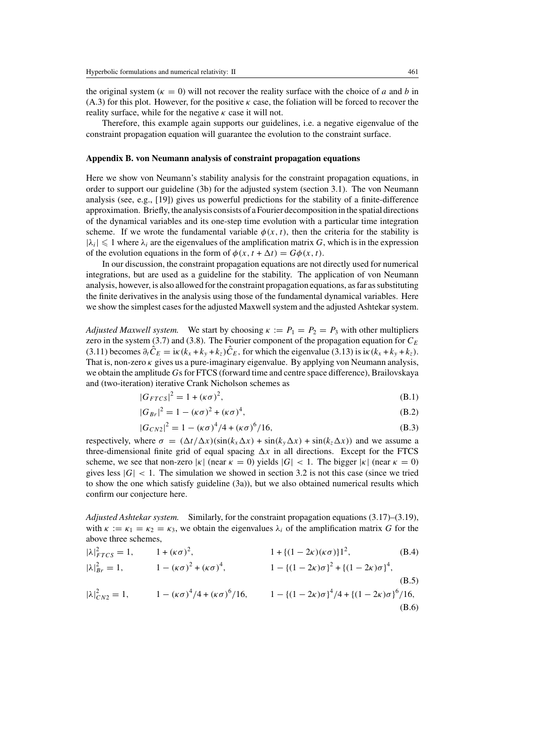the original system ($\kappa = 0$) will not recover the reality surface with the choice of $a$ and $b$ in (A.3) for this plot. However, for the positive $\kappa$ case, the foliation will be forced to recover the reality surface, while for the negative $\kappa$ case it will not.

Therefore, this example again supports our guidelines, i.e. a negative eigenvalue of the constraint propagation equation will guarantee the evolution to the constraint surface.

## Appendix B. von Neumann analysis of constraint propagation equations

Here we show von Neumann's stability analysis for the constraint propagation equations, in order to support our guideline (3b) for the adjusted system (section 3.1). The von Neumann analysis (see, e.g., [19]) gives us powerful predictions for the stability of a finite-difference approximation. Briefly, the analysis consists of a Fourier decomposition in the spatial directions of the dynamical variables and its one-step time evolution with a particular time integration scheme. If we wrote the fundamental variable $\phi(x, t)$, then the criteria for the stability is $|\lambda_i| \leqslant 1$ where $\lambda_i$ are the eigenvalues of the amplification matrix $G$, which is in the expression of the evolution equations in the form of $\phi(x, t + \Delta t) = G\phi(x, t)$.

In our discussion, the constraint propagation equations are not directly used for numerical integrations, but are used as a guideline for the stability. The application of von Neumann analysis, however, is also allowed for the constraint propagation equations, as far as substituting the finite derivatives in the analysis using those of the fundamental dynamical variables. Here we show the simplest cases for the adjusted Maxwell system and the adjusted Ashtekar system.

*Adjusted Maxwell system.* We start by choosing $\kappa := P_1 = P_2 = P_3$ with other multipliers zero in the system (3.7) and (3.8). The Fourier component of the propagation equation for $C_E$ (3.11) becomes $\partial_t \hat{C}_E = \mathrm{i}\kappa(k_x + k_y + k_z)\hat{C}_E$, for which the eigenvalue (3.13) is $\mathrm{i}\kappa(k_x + k_y + k_z)$. That is, non-zero $\kappa$ gives us a pure-imaginary eigenvalue. By applying von Neumann analysis, we obtain the amplitude $G$s for FTCS (forward time and centre space difference), Brailovskaya and (two-iteration) iterative Crank Nicholson schemes as

$$|G_{FTCS}|^2 = 1 + (\kappa\sigma)^2, \tag{B.1}$$

$$|G_{Br}|^2 = 1 - (\kappa\sigma)^2 + (\kappa\sigma)^4, \tag{B.2}$$

$$|G_{CN2}|^2 = 1 - (\kappa\sigma)^4/4 + (\kappa\sigma)^6/16, \tag{B.3}$$

respectively, where $\sigma = (\Delta t/\Delta x)(\sin(k_x \Delta x) + \sin(k_y \Delta x) + \sin(k_z \Delta x))$ and we assume a three-dimensional finite grid of equal spacing $\Delta x$ in all directions. Except for the FTCS scheme, we see that non-zero $|\kappa|$ (near $\kappa = 0$) yields $|G| < 1$. The bigger $|\kappa|$ (near $\kappa = 0$) gives less $|G| < 1$. The simulation we showed in section 3.2 is not this case (since we tried to show the one which satisfy guideline (3a)), but we also obtained numerical results which confirm our conjecture here.

*Adjusted Ashtekar system.* Similarly, for the constraint propagation equations (3.17)–(3.19), with $\kappa := \kappa_1 = \kappa_2 = \kappa_3$, we obtain the eigenvalues $\lambda_i$ of the amplification matrix $G$ for the above three schemes,

$$|\lambda|^2_{FTCS} = 1, \qquad 1 + (\kappa\sigma)^2, \qquad 1 + \{(1 - 2\kappa)(\kappa\sigma)\}1^2, \tag{B.4}$$

$$|\lambda|^2_{Br} = 1, \qquad 1 - (\kappa\sigma)^2 + (\kappa\sigma)^4, \qquad 1 - \{(1 - 2\kappa)\sigma\}^2 + \{(1 - 2\kappa)\sigma\}^4, \tag{B.5}$$

$$|\lambda|^2_{CN2} = 1, \qquad 1 - (\kappa\sigma)^4/4 + (\kappa\sigma)^6/16, \qquad 1 - \{(1 - 2\kappa)\sigma\}^4/4 + \{(1 - 2\kappa)\sigma\}^6/16, \tag{B.6}$$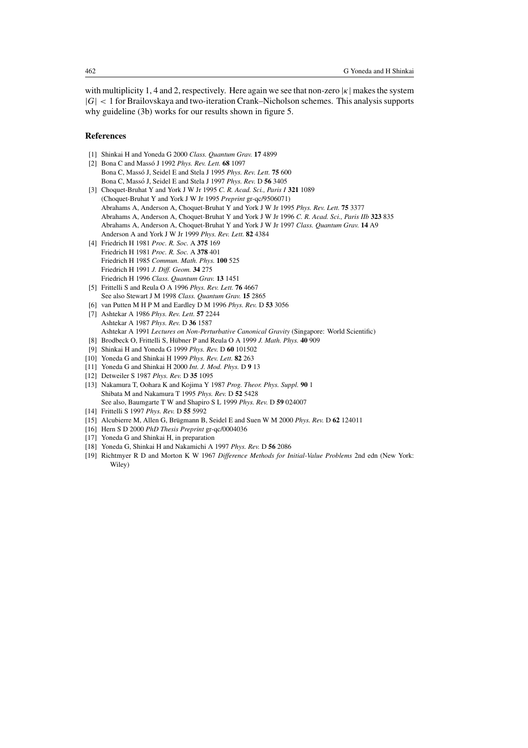with multiplicity 1, 4 and 2, respectively. Here again we see that non-zero $|\kappa|$ makes the system $|G| < 1$ for Brailovskaya and two-iteration Crank–Nicholson schemes. This analysis supports why guideline (3b) works for our results shown in figure 5.

## References

[1] Shinkai H and Yoneda G 2000 *Class. Quantum Grav.* **17** 4899

[2] Bona C and Massó J 1992 *Phys. Rev. Lett.* **68** 1097
Bona C, Massó J, Seidel E and Stela J 1995 *Phys. Rev. Lett.* **75** 600
Bona C, Massó J, Seidel E and Stela J 1997 *Phys. Rev.* D **56** 3405

[3] Choquet-Bruhat Y and York J W Jr 1995 *C. R. Acad. Sci., Paris I* **321** 1089
(Choquet-Bruhat Y and York J W Jr 1995 *Preprint* gr-qc/9506071)
Abrahams A, Anderson A, Choquet-Bruhat Y and York J W Jr 1995 *Phys. Rev. Lett.* **75** 3377
Abrahams A, Anderson A, Choquet-Bruhat Y and York J W Jr 1996 *C. R. Acad. Sci., Paris IIb* **323** 835
Abrahams A, Anderson A, Choquet-Bruhat Y and York J W Jr 1997 *Class. Quantum Grav.* **14** A9
Anderson A and York J W Jr 1999 *Phys. Rev. Lett.* **82** 4384

[4] Friedrich H 1981 *Proc. R. Soc.* A **375** 169
Friedrich H 1981 *Proc. R. Soc.* A **378** 401
Friedrich H 1985 *Commun. Math. Phys.* **100** 525
Friedrich H 1991 *J. Diff. Geom.* **34** 275
Friedrich H 1996 *Class. Quantum Grav.* **13** 1451

[5] Frittelli S and Reula O A 1996 *Phys. Rev. Lett.* **76** 4667
See also Stewart J M 1998 *Class. Quantum Grav.* **15** 2865

[6] van Putten M H P M and Eardley D M 1996 *Phys. Rev.* D **53** 3056

[7] Ashtekar A 1986 *Phys. Rev. Lett.* **57** 2244
Ashtekar A 1987 *Phys. Rev.* D **36** 1587
Ashtekar A 1991 *Lectures on Non-Perturbative Canonical Gravity* (Singapore: World Scientific)

[8] Brodbeck O, Frittelli S, Hübner P and Reula O A 1999 *J. Math. Phys.* **40** 909

[9] Shinkai H and Yoneda G 1999 *Phys. Rev.* D **60** 101502

[10] Yoneda G and Shinkai H 1999 *Phys. Rev. Lett.* **82** 263

[11] Yoneda G and Shinkai H 2000 *Int. J. Mod. Phys.* D **9** 13

[12] Detweiler S 1987 *Phys. Rev.* D **35** 1095

[13] Nakamura T, Oohara K and Kojima Y 1987 *Prog. Theor. Phys. Suppl.* **90** 1
Shibata M and Nakamura T 1995 *Phys. Rev.* D **52** 5428
See also, Baumgarte T W and Shapiro S L 1999 *Phys. Rev.* D **59** 024007

[14] Frittelli S 1997 *Phys. Rev.* D **55** 5992

[15] Alcubierre M, Allen G, Brügmann B, Seidel E and Suen W M 2000 *Phys. Rev.* D **62** 124011

[16] Hern S D 2000 *PhD Thesis Preprint* gr-qc/0004036

[17] Yoneda G and Shinkai H, in preparation

[18] Yoneda G, Shinkai H and Nakamichi A 1997 *Phys. Rev.* D **56** 2086

[19] Richtmyer R D and Morton K W 1967 *Difference Methods for Initial-Value Problems* 2nd edn (New York: Wiley)